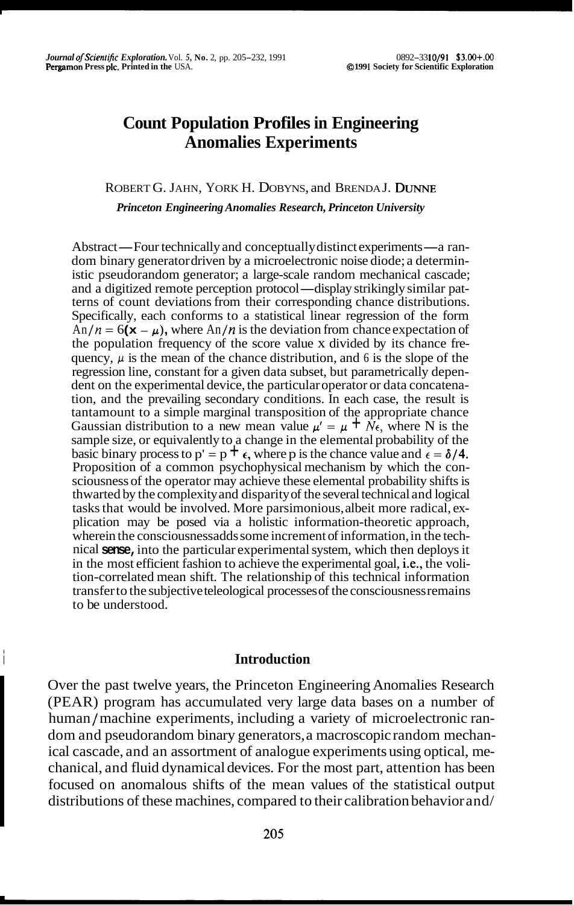# Count Population Profiles in Engineering Anomalies Experiments

ROBERT G. JAHN, YORK H. DOBYNS, and BRENDA J. DUNNE

*Princeton Engineering Anomalies Research, Princeton University*

Abstract — Four technically and conceptually distinct experiments — a random binary generator driven by a microelectronic noise diode; a deterministic pseudorandom generator; a large-scale random mechanical cascade; and a digitized remote perception protocol — display strikingly similar patterns of count deviations from their corresponding chance distributions. Specifically, each conforms to a statistical linear regression of the form $\Delta n/n = \delta(x - \mu)$, where $\Delta n/n$ is the deviation from chance expectation of the population frequency of the score value x divided by its chance frequency, $\mu$ is the mean of the chance distribution, and $\delta$ is the slope of the regression line, constant for a given data subset, but parametrically dependent on the experimental device, the particular operator or data concatenation, and the prevailing secondary conditions. In each case, the result is tantamount to a simple marginal transposition of the appropriate chance Gaussian distribution to a new mean value $\mu' = \mu + N\epsilon$, where N is the sample size, or equivalently to a change in the elemental probability of the basic binary process to $p' = p + \epsilon$, where p is the chance value and $\epsilon = \delta/4$. Proposition of a common psychophysical mechanism by which the consciousness of the operator may achieve these elemental probability shifts is thwarted by the complexity and disparity of the several technical and logical tasks that would be involved. More parsimonious, albeit more radical, explication may be posed via a holistic information-theoretic approach, wherein the consciousness adds some increment of information, in the technical **sense,** into the particular experimental system, which then deploys it in the most efficient fashion to achieve the experimental goal, i.e., the volition-correlated mean shift. The relationship of this technical information transfer to the subjective teleological processes of the consciousness remains to be understood.

## Introduction

Over the past twelve years, the Princeton Engineering Anomalies Research (PEAR) program has accumulated very large data bases on a number of human/machine experiments, including a variety of microelectronic random and pseudorandom binary generators, a macroscopic random mechanical cascade, and an assortment of analogue experiments using optical, mechanical, and fluid dynamical devices. For the most part, attention has been focused on anomalous shifts of the mean values of the statistical output distributions of these machines, compared to their calibration behavior and/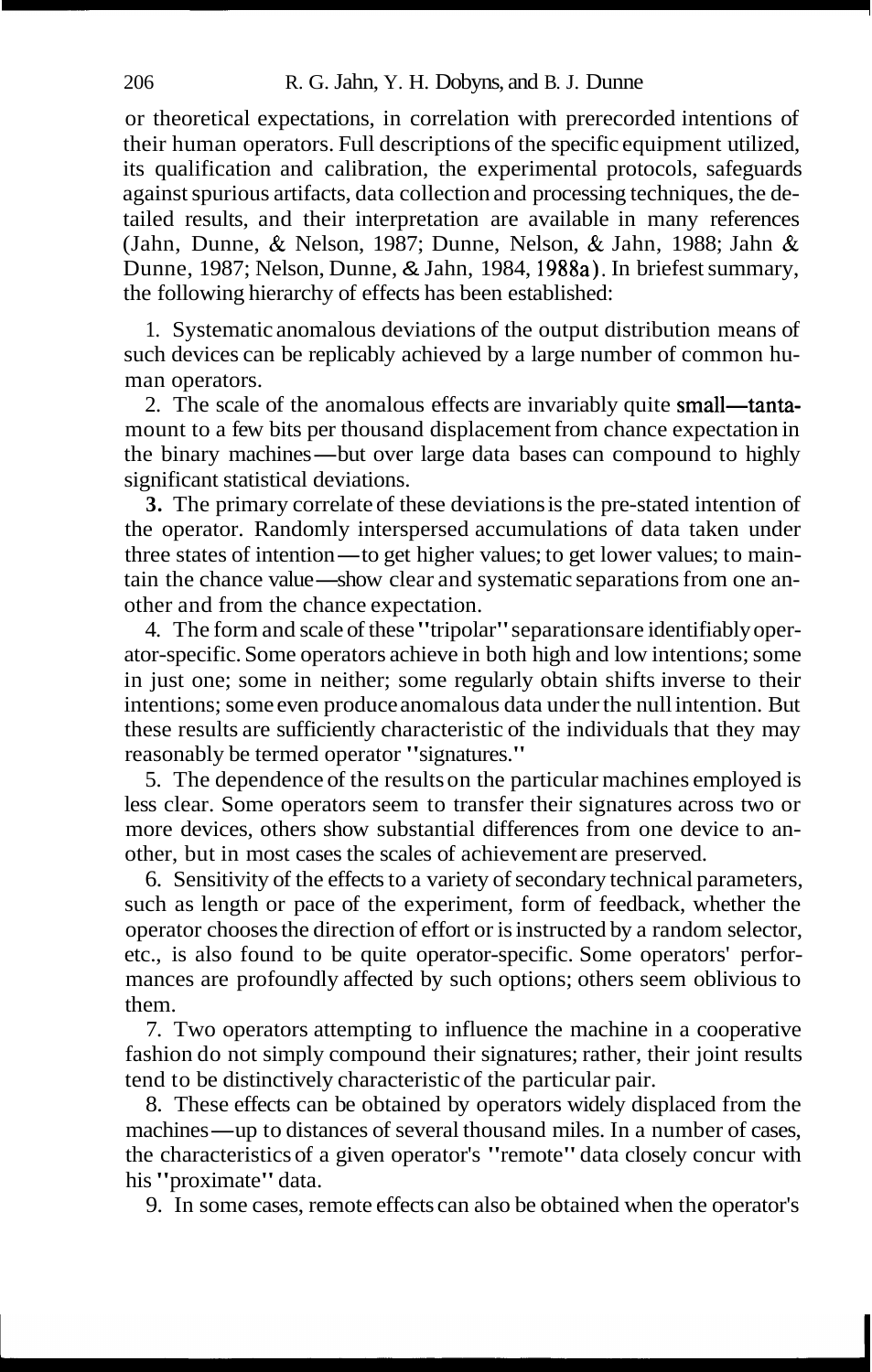or theoretical expectations, in correlation with prerecorded intentions of their human operators. Full descriptions of the specific equipment utilized, its qualification and calibration, the experimental protocols, safeguards against spurious artifacts, data collection and processing techniques, the detailed results, and their interpretation are available in many references (Jahn, Dunne, & Nelson, 1987; Dunne, Nelson, & Jahn, 1988; Jahn & Dunne, 1987; Nelson, Dunne, & Jahn, 1984, 1988a). In briefest summary, the following hierarchy of effects has been established:

1. Systematic anomalous deviations of the output distribution means of such devices can be replicably achieved by a large number of common human operators.

2. The scale of the anomalous effects are invariably quite small—tantamount to a few bits per thousand displacement from chance expectation in the binary machines—but over large data bases can compound to highly significant statistical deviations.

3. The primary correlate of these deviations is the pre-stated intention of the operator. Randomly interspersed accumulations of data taken under three states of intention—to get higher values; to get lower values; to maintain the chance value—show clear and systematic separations from one another and from the chance expectation.

4. The form and scale of these "tripolar" separations are identifiably operator-specific. Some operators achieve in both high and low intentions; some in just one; some in neither; some regularly obtain shifts inverse to their intentions; some even produce anomalous data under the null intention. But these results are sufficiently characteristic of the individuals that they may reasonably be termed operator "signatures."

5. The dependence of the results on the particular machines employed is less clear. Some operators seem to transfer their signatures across two or more devices, others show substantial differences from one device to another, but in most cases the scales of achievement are preserved.

6. Sensitivity of the effects to a variety of secondary technical parameters, such as length or pace of the experiment, form of feedback, whether the operator chooses the direction of effort or is instructed by a random selector, etc., is also found to be quite operator-specific. Some operators' performances are profoundly affected by such options; others seem oblivious to them.

7. Two operators attempting to influence the machine in a cooperative fashion do not simply compound their signatures; rather, their joint results tend to be distinctively characteristic of the particular pair.

8. These effects can be obtained by operators widely displaced from the machines—up to distances of several thousand miles. In a number of cases, the characteristics of a given operator's "remote" data closely concur with his "proximate" data.

9. In some cases, remote effects can also be obtained when the operator's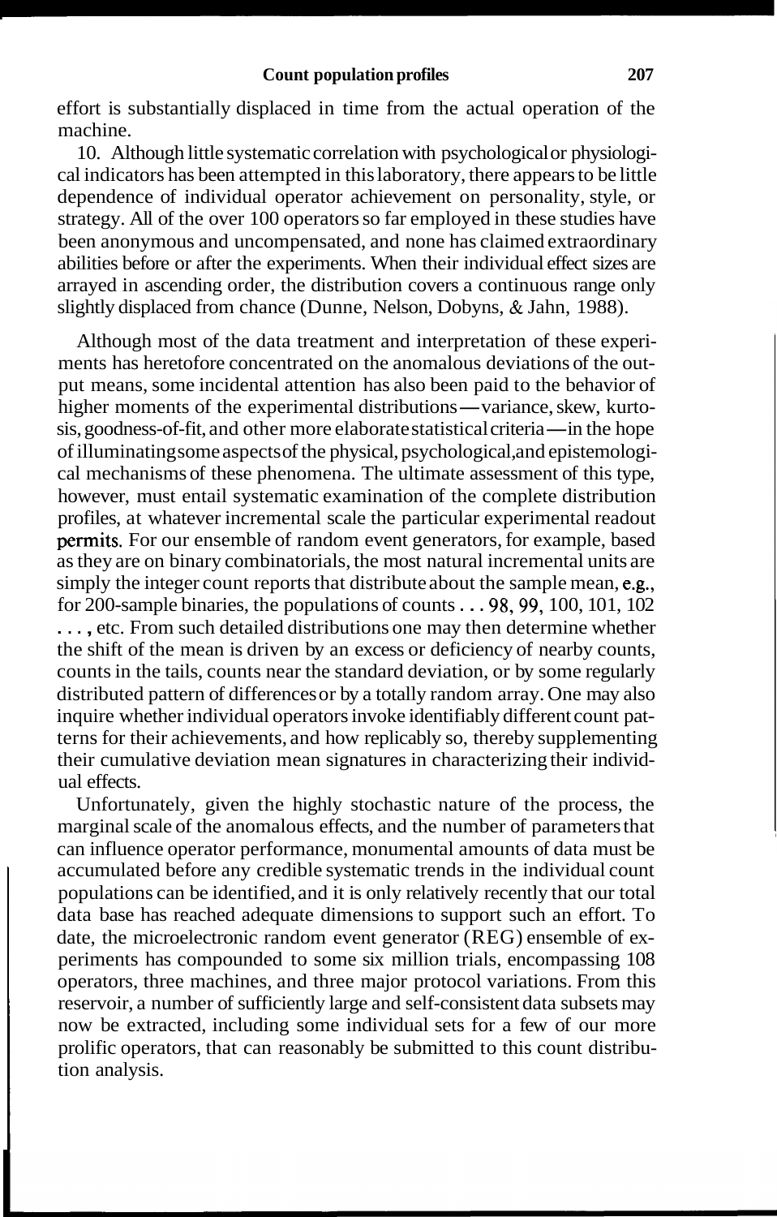effort is substantially displaced in time from the actual operation of the machine.

10. Although little systematic correlation with psychological or physiological indicators has been attempted in this laboratory, there appears to be little dependence of individual operator achievement on personality, style, or strategy. All of the over 100 operators so far employed in these studies have been anonymous and uncompensated, and none has claimed extraordinary abilities before or after the experiments. When their individual effect sizes are arrayed in ascending order, the distribution covers a continuous range only slightly displaced from chance (Dunne, Nelson, Dobyns, & Jahn, 1988).

Although most of the data treatment and interpretation of these experiments has heretofore concentrated on the anomalous deviations of the output means, some incidental attention has also been paid to the behavior of higher moments of the experimental distributions—variance, skew, kurtosis, goodness-of-fit, and other more elaborate statistical criteria—in the hope of illuminating some aspects of the physical, psychological, and epistemological mechanisms of these phenomena. The ultimate assessment of this type, however, must entail systematic examination of the complete distribution profiles, at whatever incremental scale the particular experimental readout permits. For our ensemble of random event generators, for example, based as they are on binary combinatorials, the most natural incremental units are simply the integer count reports that distribute about the sample mean, e.g., for 200-sample binaries, the populations of counts . . . 98, 99, 100, 101, 102 . . . , etc. From such detailed distributions one may then determine whether the shift of the mean is driven by an excess or deficiency of nearby counts, counts in the tails, counts near the standard deviation, or by some regularly distributed pattern of differences or by a totally random array. One may also inquire whether individual operators invoke identifiably different count patterns for their achievements, and how replicably so, thereby supplementing their cumulative deviation mean signatures in characterizing their individual effects.

Unfortunately, given the highly stochastic nature of the process, the marginal scale of the anomalous effects, and the number of parameters that can influence operator performance, monumental amounts of data must be accumulated before any credible systematic trends in the individual count populations can be identified, and it is only relatively recently that our total data base has reached adequate dimensions to support such an effort. To date, the microelectronic random event generator (REG) ensemble of experiments has compounded to some six million trials, encompassing 108 operators, three machines, and three major protocol variations. From this reservoir, a number of sufficiently large and self-consistent data subsets may now be extracted, including some individual sets for a few of our more prolific operators, that can reasonably be submitted to this count distribution analysis.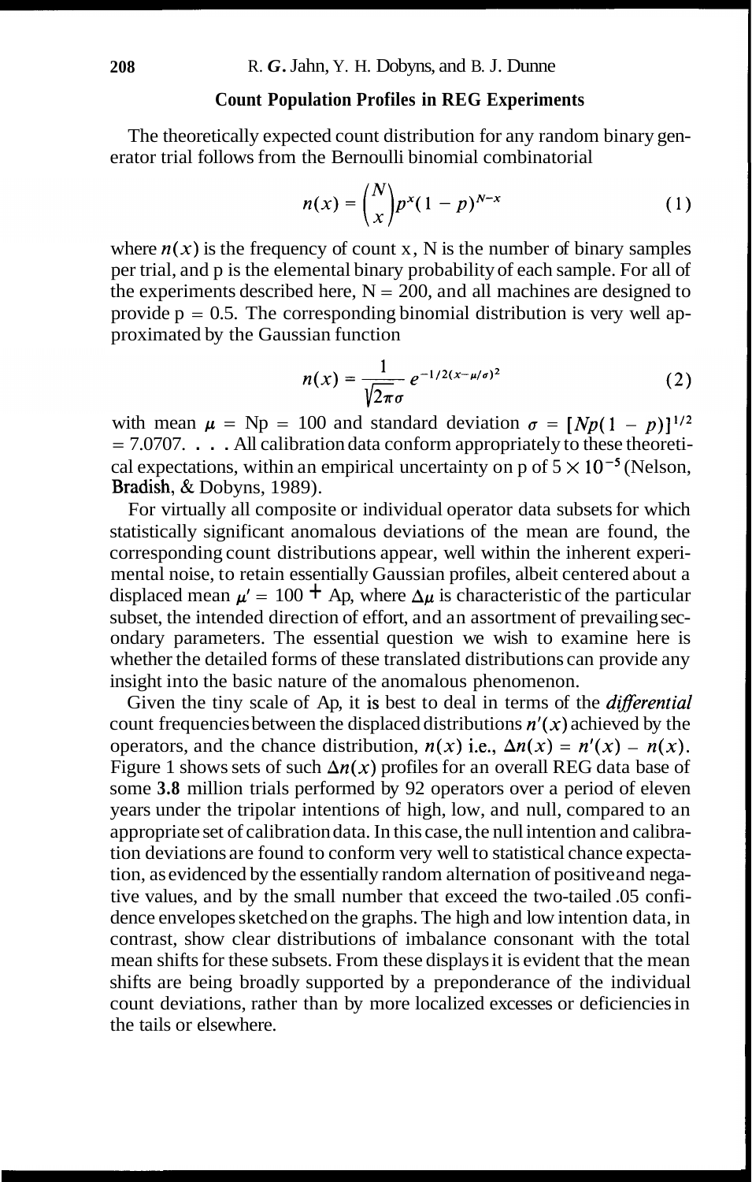### Count Population Profiles in REG Experiments

The theoretically expected count distribution for any random binary generator trial follows from the Bernoulli binomial combinatorial

$$n(x) = \binom{N}{x} p^x (1 - p)^{N-x} \tag{1}$$

where $n(x)$ is the frequency of count x, N is the number of binary samples per trial, and p is the elemental binary probability of each sample. For all of the experiments described here, N = 200, and all machines are designed to provide p = 0.5. The corresponding binomial distribution is very well approximated by the Gaussian function

$$n(x) = \frac{1}{\sqrt{2\pi}\sigma} e^{-1/2(x-\mu/\sigma)^2} \tag{2}$$

with mean $\mu$ = Np = 100 and standard deviation $\sigma = [Np(1 - p)]^{1/2}$ = 7.0707. . . . All calibration data conform appropriately to these theoretical expectations, within an empirical uncertainty on p of $5 \times 10^{-5}$ (Nelson, Bradish, & Dobyns, 1989).

For virtually all composite or individual operator data subsets for which statistically significant anomalous deviations of the mean are found, the corresponding count distributions appear, well within the inherent experimental noise, to retain essentially Gaussian profiles, albeit centered about a displaced mean $\mu' = 100 + \Delta\mu$, where $\Delta\mu$ is characteristic of the particular subset, the intended direction of effort, and an assortment of prevailing secondary parameters. The essential question we wish to examine here is whether the detailed forms of these translated distributions can provide any insight into the basic nature of the anomalous phenomenon.

Given the tiny scale of $\Delta\mu$, it is best to deal in terms of the *differential* count frequencies between the displaced distributions $n'(x)$ achieved by the operators, and the chance distribution, $n(x)$ i.e., $\Delta n(x) = n'(x) - n(x)$. Figure 1 shows sets of such $\Delta n(x)$ profiles for an overall REG data base of some **3.8** million trials performed by 92 operators over a period of eleven years under the tripolar intentions of high, low, and null, compared to an appropriate set of calibration data. In this case, the null intention and calibration deviations are found to conform very well to statistical chance expectation, as evidenced by the essentially random alternation of positive and negative values, and by the small number that exceed the two-tailed .05 confidence envelopes sketched on the graphs. The high and low intention data, in contrast, show clear distributions of imbalance consonant with the total mean shifts for these subsets. From these displays it is evident that the mean shifts are being broadly supported by a preponderance of the individual count deviations, rather than by more localized excesses or deficiencies in the tails or elsewhere.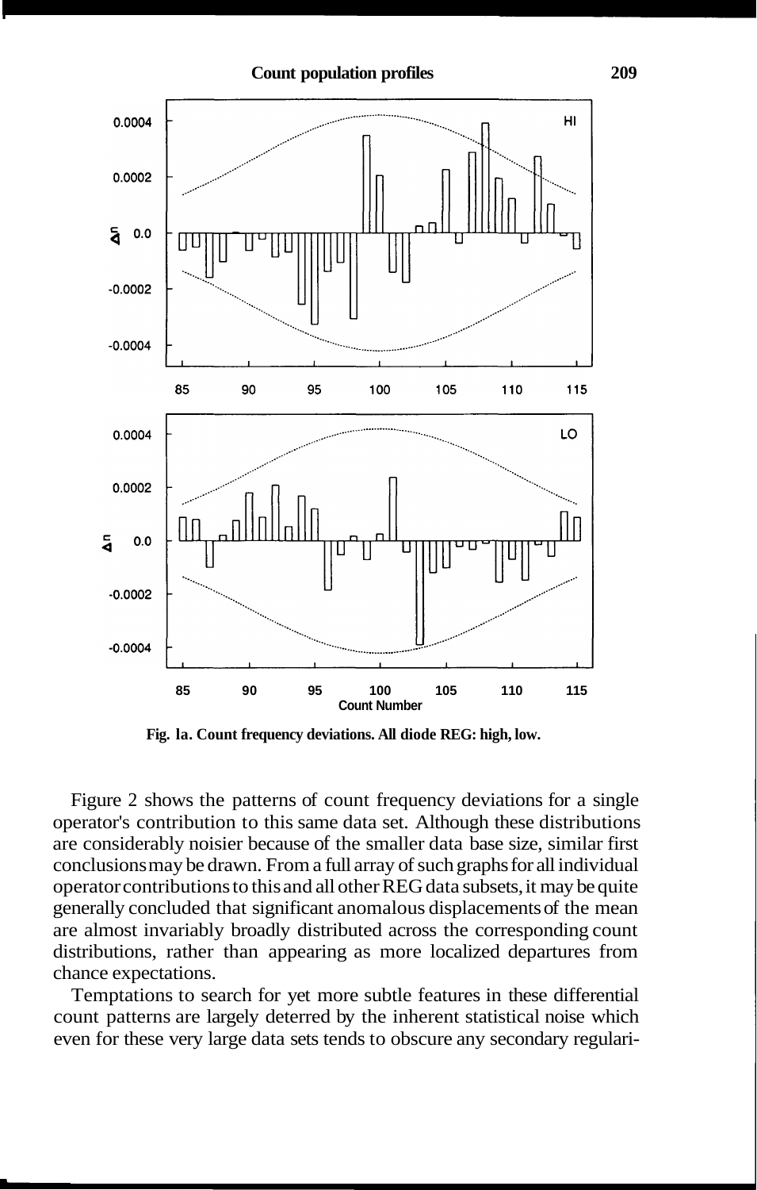Fig. 1a. Count frequency deviations. All diode REG: high, low.

Figure 2 shows the patterns of count frequency deviations for a single operator's contribution to this same data set. Although these distributions are considerably noisier because of the smaller data base size, similar first conclusions may be drawn. From a full array of such graphs for all individual operator contributions to this and all other REG data subsets, it may be quite generally concluded that significant anomalous displacements of the mean are almost invariably broadly distributed across the corresponding count distributions, rather than appearing as more localized departures from chance expectations.

Temptations to search for yet more subtle features in these differential count patterns are largely deterred by the inherent statistical noise which even for these very large data sets tends to obscure any secondary regulari-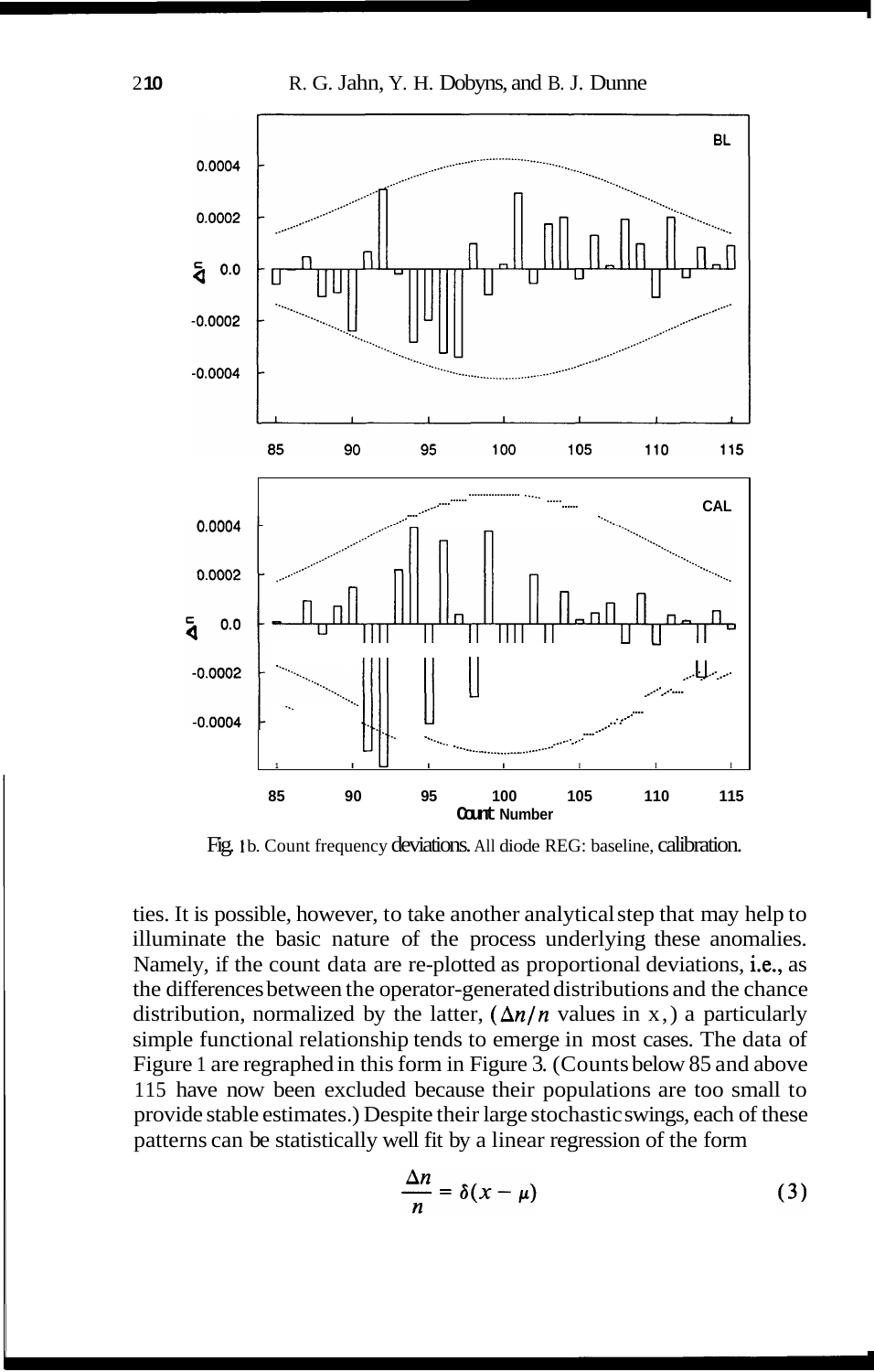Fig. 1b. Count frequency deviations. All diode REG: baseline, calibration.

ties. It is possible, however, to take another analytical step that may help to illuminate the basic nature of the process underlying these anomalies. Namely, if the count data are re-plotted as proportional deviations, i.e., as the differences between the operator-generated distributions and the chance distribution, normalized by the latter, ($\Delta n/n$ values in x,) a particularly simple functional relationship tends to emerge in most cases. The data of Figure 1 are regraphed in this form in Figure 3. (Counts below 85 and above 115 have now been excluded because their populations are too small to provide stable estimates.) Despite their large stochastic swings, each of these patterns can be statistically well fit by a linear regression of the form

$$\frac{\Delta n}{n} = \delta(x - \mu) \tag{3}$$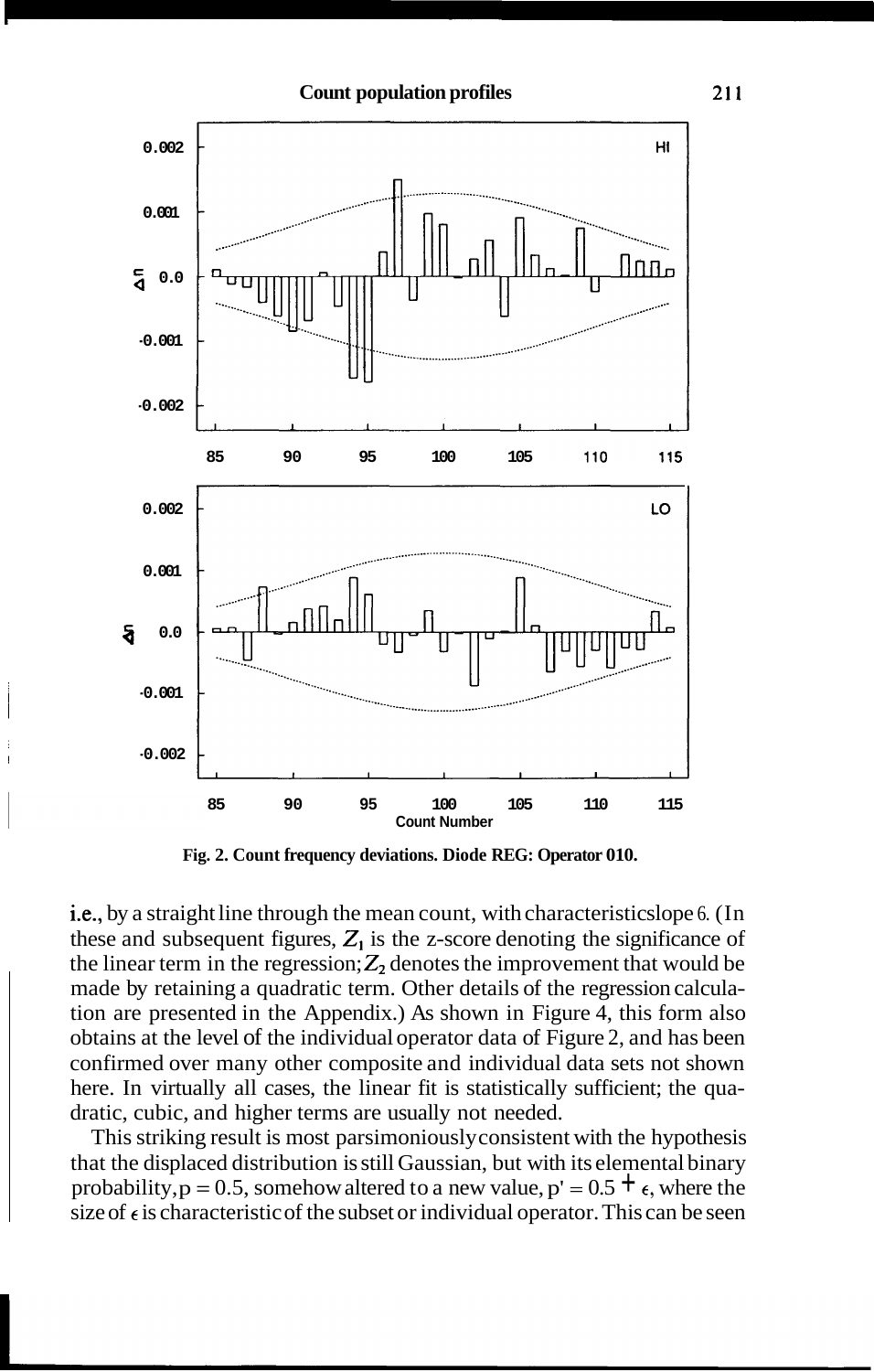Fig. 2. Count frequency deviations. Diode REG: Operator 010.

i.e., by a straight line through the mean count, with characteristic slope $\delta$. (In these and subsequent figures, $Z_1$ is the z-score denoting the significance of the linear term in the regression; $Z_2$ denotes the improvement that would be made by retaining a quadratic term. Other details of the regression calculation are presented in the Appendix.) As shown in Figure 4, this form also obtains at the level of the individual operator data of Figure 2, and has been confirmed over many other composite and individual data sets not shown here. In virtually all cases, the linear fit is statistically sufficient; the quadratic, cubic, and higher terms are usually not needed.

This striking result is most parsimoniously consistent with the hypothesis that the displaced distribution is still Gaussian, but with its elemental binary probability, $p = 0.5$, somehow altered to a new value, $p' = 0.5 + \epsilon$, where the size of $\epsilon$ is characteristic of the subset or individual operator. This can be seen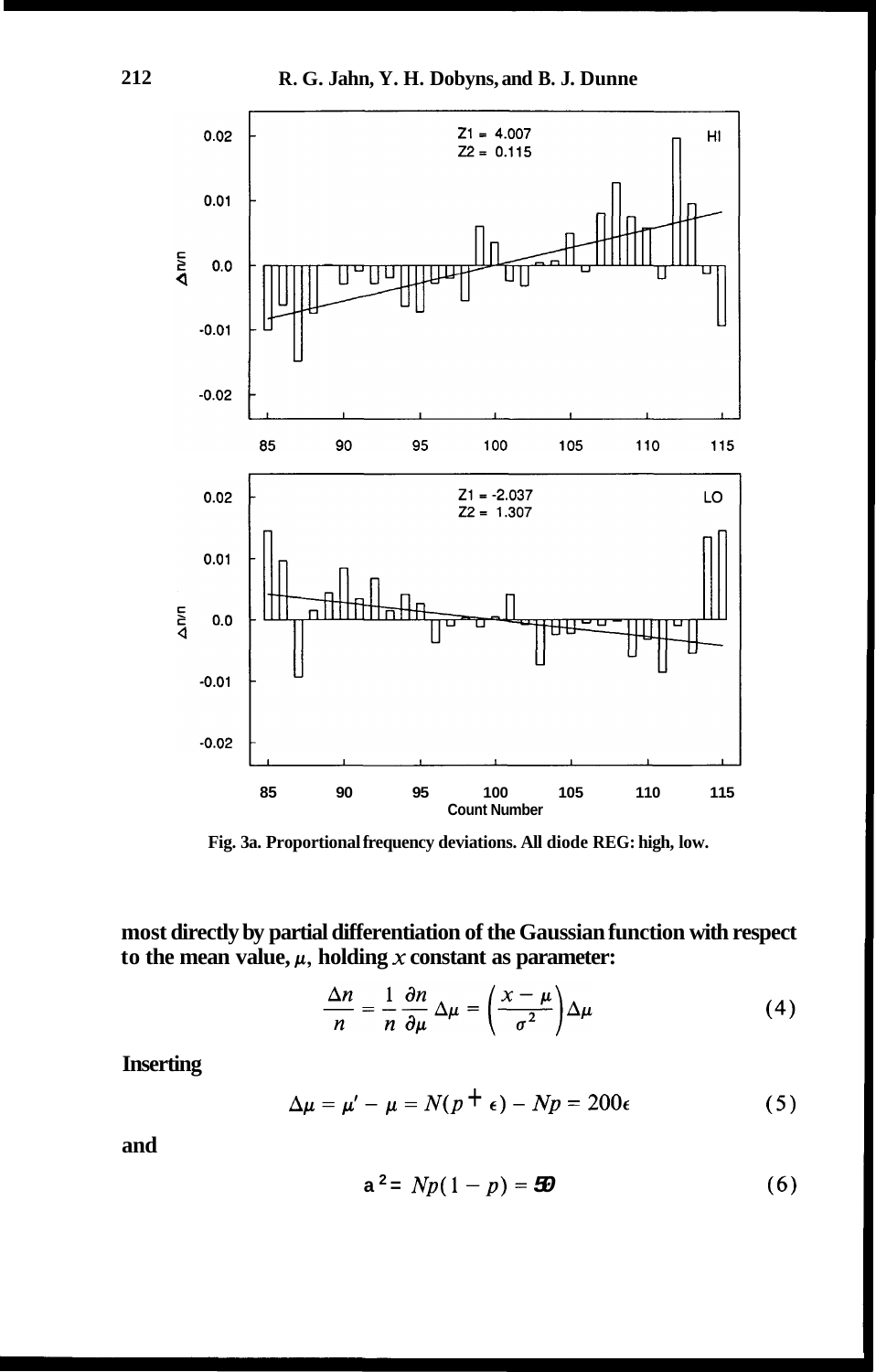Fig. 3a. Proportional frequency deviations. All diode REG: high, low.

most directly by partial differentiation of the Gaussian function with respect to the mean value, $\mu$, holding $x$ constant as parameter:

$$\frac{\Delta n}{n} = \frac{1}{n}\frac{\partial n}{\partial \mu}\Delta\mu = \left(\frac{x-\mu}{\sigma^2}\right)\Delta\mu \tag{4}$$

Inserting

$$\Delta\mu = \mu' - \mu = N(p + \epsilon) - Np = 200\epsilon \tag{5}$$

and

$$\sigma^2 = Np(1-p) = 50 \tag{6}$$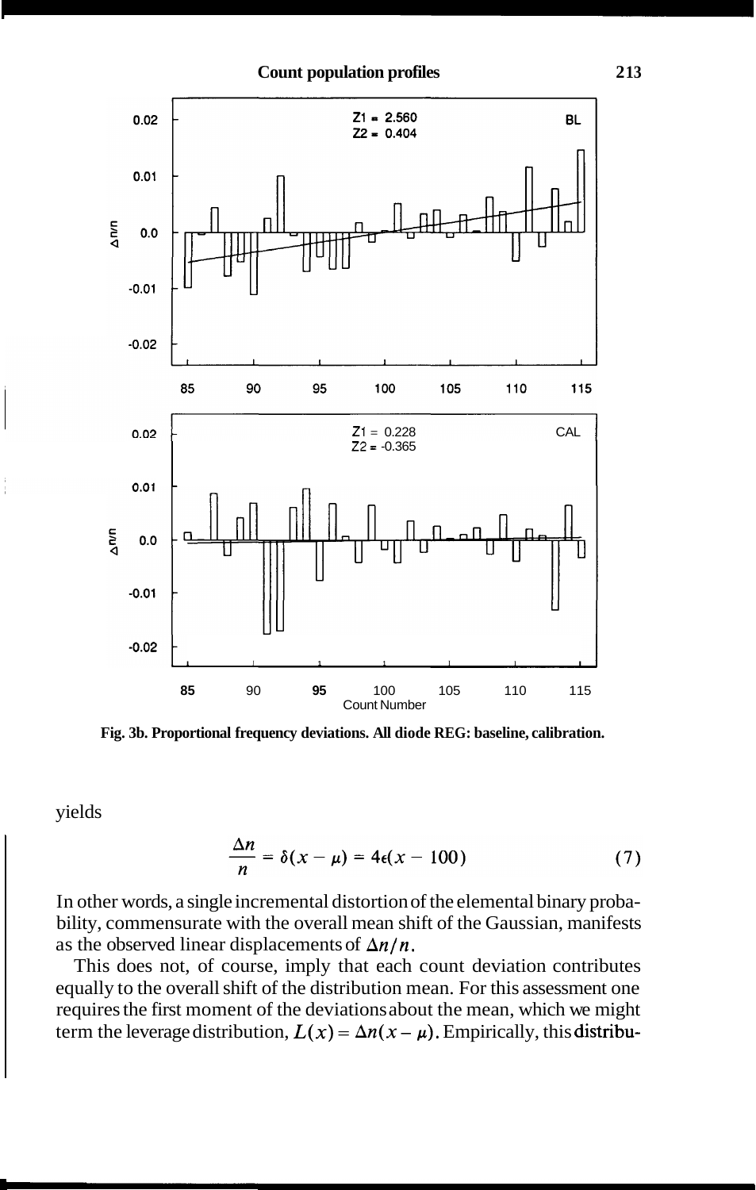Fig. 3b. Proportional frequency deviations. All diode REG: baseline, calibration.

yields

$$\frac{\Delta n}{n} = \delta(x - \mu) = 4\epsilon(x - 100) \tag{7}$$

In other words, a single incremental distortion of the elemental binary probability, commensurate with the overall mean shift of the Gaussian, manifests as the observed linear displacements of $\Delta n/n$.

This does not, of course, imply that each count deviation contributes equally to the overall shift of the distribution mean. For this assessment one requires the first moment of the deviations about the mean, which we might term the leverage distribution, $L(x) = \Delta n(x - \mu)$. Empirically, this distribu-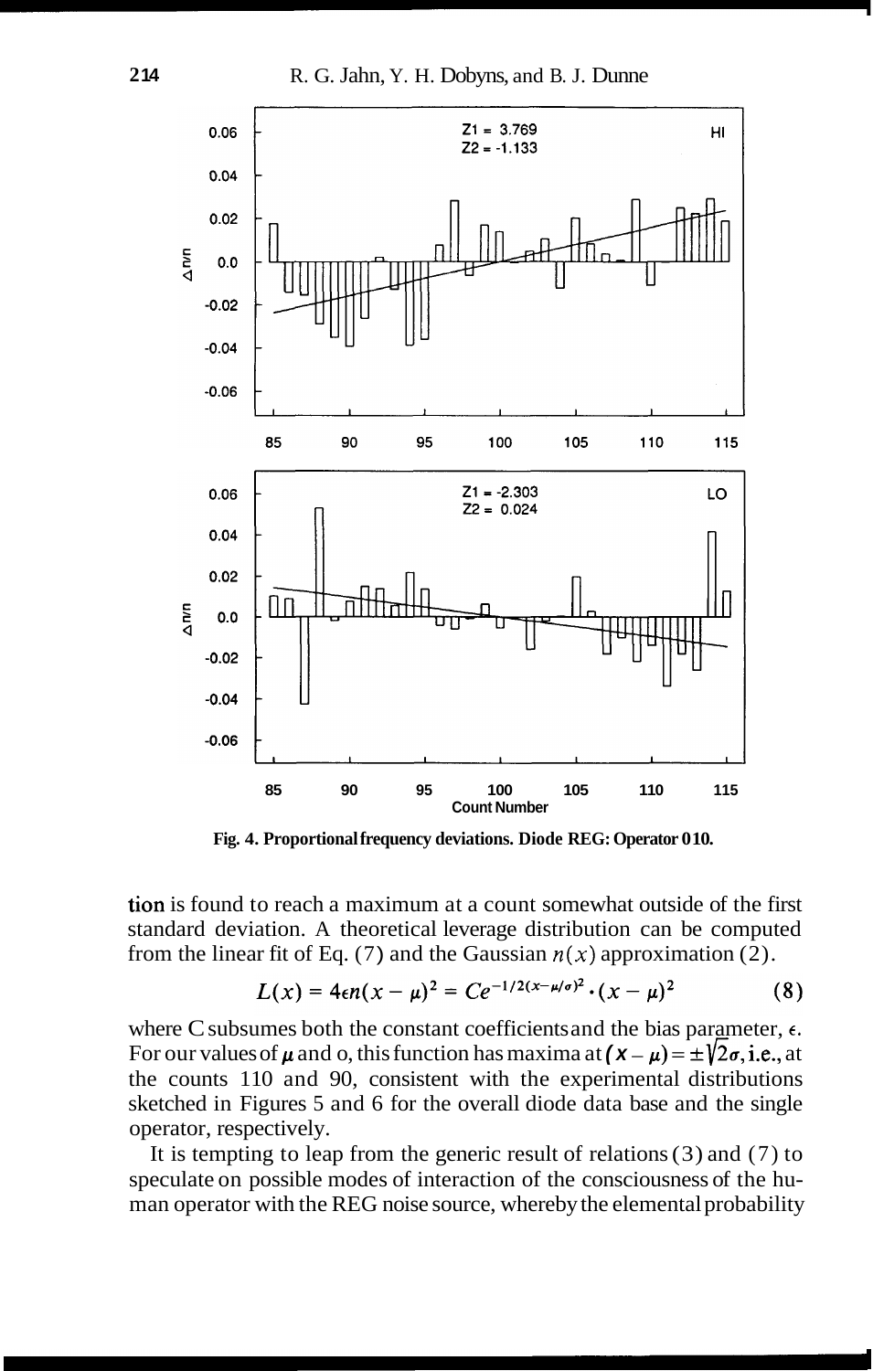Fig. 4. Proportional frequency deviations. Diode REG: Operator 010.

tion is found to reach a maximum at a count somewhat outside of the first standard deviation. A theoretical leverage distribution can be computed from the linear fit of Eq. (7) and the Gaussian $n(x)$ approximation (2).

$$L(x) = 4\epsilon n(x - \mu)^2 = Ce^{-1/2(x-\mu/\sigma)^2} \cdot (x - \mu)^2 \qquad (8)$$

where C subsumes both the constant coefficients and the bias parameter, $\epsilon$. For our values of $\mu$ and o, this function has maxima at $(x - \mu) = \pm\sqrt{2}\sigma$, i.e., at the counts 110 and 90, consistent with the experimental distributions sketched in Figures 5 and 6 for the overall diode data base and the single operator, respectively.

It is tempting to leap from the generic result of relations (3) and (7) to speculate on possible modes of interaction of the consciousness of the human operator with the REG noise source, whereby the elemental probability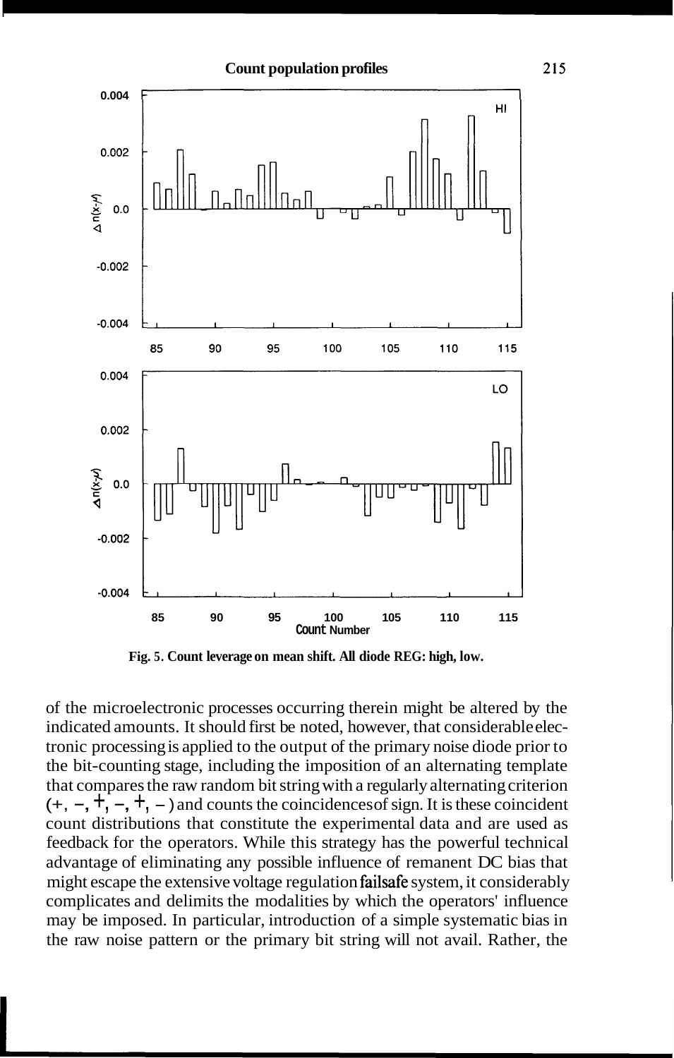Fig. 5. Count leverage on mean shift. All diode REG: high, low.

of the microelectronic processes occurring therein might be altered by the indicated amounts. It should first be noted, however, that considerable electronic processing is applied to the output of the primary noise diode prior to the bit-counting stage, including the imposition of an alternating template that compares the raw random bit string with a regularly alternating criterion (+, −, +, −, +, −) and counts the coincidences of sign. It is these coincident count distributions that constitute the experimental data and are used as feedback for the operators. While this strategy has the powerful technical advantage of eliminating any possible influence of remanent DC bias that might escape the extensive voltage regulation failsafe system, it considerably complicates and delimits the modalities by which the operators' influence may be imposed. In particular, introduction of a simple systematic bias in the raw noise pattern or the primary bit string will not avail. Rather, the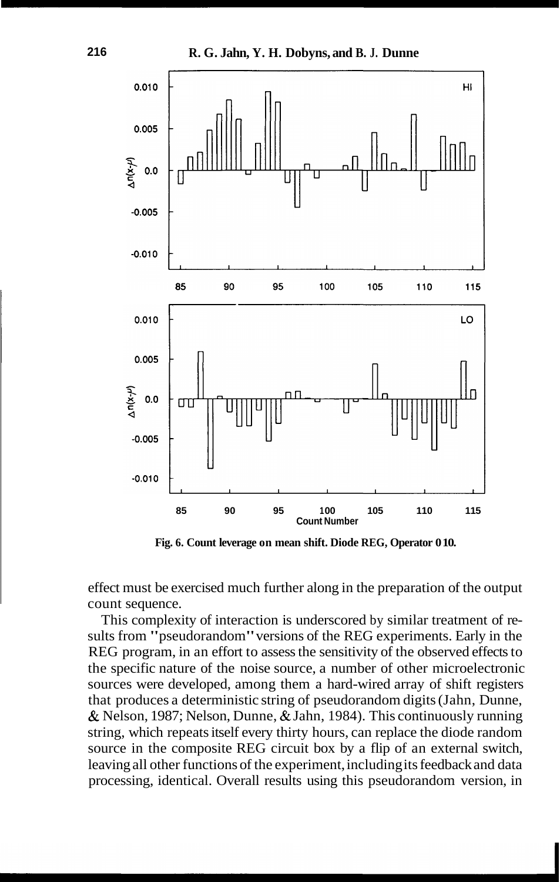Fig. 6. Count leverage on mean shift. Diode REG, Operator 010.

effect must be exercised much further along in the preparation of the output count sequence.

This complexity of interaction is underscored by similar treatment of results from "pseudorandom" versions of the REG experiments. Early in the REG program, in an effort to assess the sensitivity of the observed effects to the specific nature of the noise source, a number of other microelectronic sources were developed, among them a hard-wired array of shift registers that produces a deterministic string of pseudorandom digits (Jahn, Dunne, & Nelson, 1987; Nelson, Dunne, & Jahn, 1984). This continuously running string, which repeats itself every thirty hours, can replace the diode random source in the composite REG circuit box by a flip of an external switch, leaving all other functions of the experiment, including its feedback and data processing, identical. Overall results using this pseudorandom version, in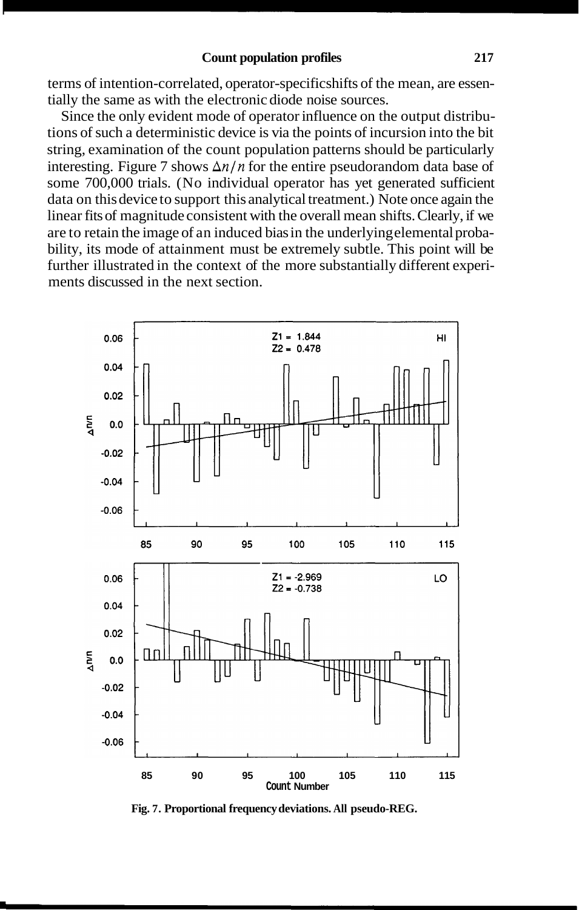terms of intention-correlated, operator-specific shifts of the mean, are essentially the same as with the electronic diode noise sources.

Since the only evident mode of operator influence on the output distributions of such a deterministic device is via the points of incursion into the bit string, examination of the count population patterns should be particularly interesting. Figure 7 shows $\Delta n/n$ for the entire pseudorandom data base of some 700,000 trials. (No individual operator has yet generated sufficient data on this device to support this analytical treatment.) Note once again the linear fits of magnitude consistent with the overall mean shifts. Clearly, if we are to retain the image of an induced bias in the underlying elemental probability, its mode of attainment must be extremely subtle. This point will be further illustrated in the context of the more substantially different experiments discussed in the next section.

**Fig. 7. Proportional frequency deviations. All pseudo-REG.**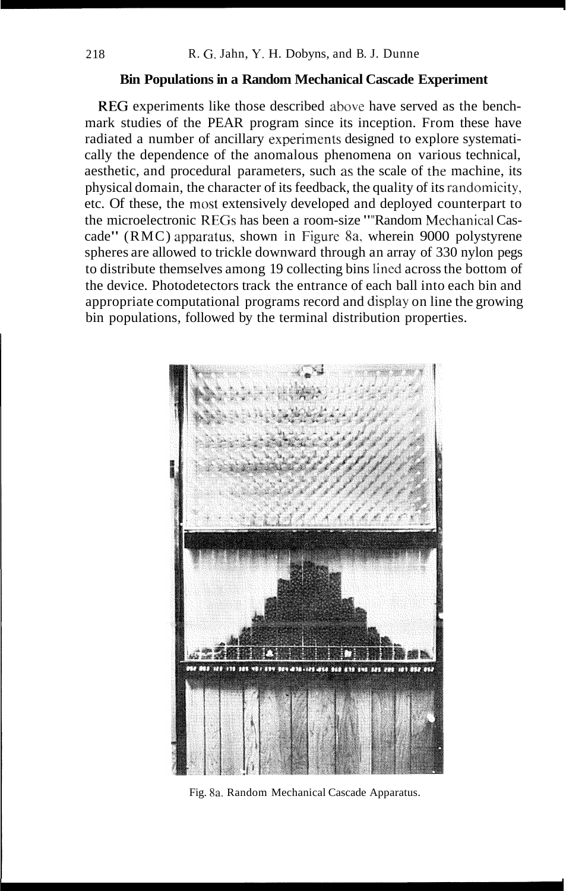### Bin Populations in a Random Mechanical Cascade Experiment

REG experiments like those described above have served as the benchmark studies of the PEAR program since its inception. From these have radiated a number of ancillary experiments designed to explore systematically the dependence of the anomalous phenomena on various technical, aesthetic, and procedural parameters, such as the scale of the machine, its physical domain, the character of its feedback, the quality of its randomicity, etc. Of these, the most extensively developed and deployed counterpart to the microelectronic REGs has been a room-size "Random Mechanical Cascade" (RMC) apparatus, shown in Figure 8a, wherein 9000 polystyrene spheres are allowed to trickle downward through an array of 330 nylon pegs to distribute themselves among 19 collecting bins lined across the bottom of the device. Photodetectors track the entrance of each ball into each bin and appropriate computational programs record and display on line the growing bin populations, followed by the terminal distribution properties.

Fig. 8a. Random Mechanical Cascade Apparatus.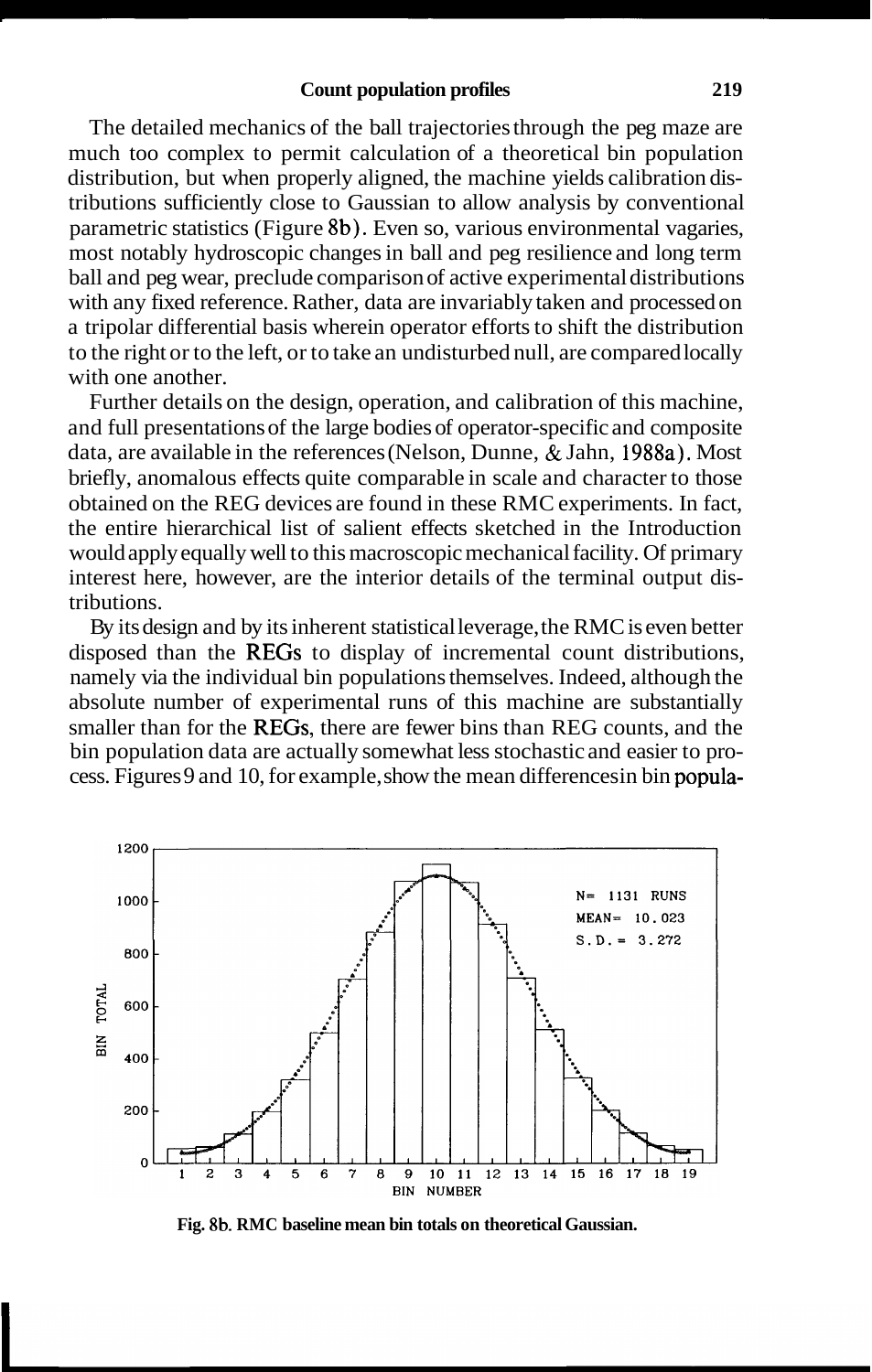The detailed mechanics of the ball trajectories through the peg maze are much too complex to permit calculation of a theoretical bin population distribution, but when properly aligned, the machine yields calibration distributions sufficiently close to Gaussian to allow analysis by conventional parametric statistics (Figure 8b). Even so, various environmental vagaries, most notably hydroscopic changes in ball and peg resilience and long term ball and peg wear, preclude comparison of active experimental distributions with any fixed reference. Rather, data are invariably taken and processed on a tripolar differential basis wherein operator efforts to shift the distribution to the right or to the left, or to take an undisturbed null, are compared locally with one another.

Further details on the design, operation, and calibration of this machine, and full presentations of the large bodies of operator-specific and composite data, are available in the references (Nelson, Dunne, & Jahn, 1988a). Most briefly, anomalous effects quite comparable in scale and character to those obtained on the REG devices are found in these RMC experiments. In fact, the entire hierarchical list of salient effects sketched in the Introduction would apply equally well to this macroscopic mechanical facility. Of primary interest here, however, are the interior details of the terminal output distributions.

By its design and by its inherent statistical leverage, the RMC is even better disposed than the REGs to display of incremental count distributions, namely via the individual bin populations themselves. Indeed, although the absolute number of experimental runs of this machine are substantially smaller than for the REGs, there are fewer bins than REG counts, and the bin population data are actually somewhat less stochastic and easier to process. Figures 9 and 10, for example, show the mean differences in bin popula-

Fig. 8b. RMC baseline mean bin totals on theoretical Gaussian.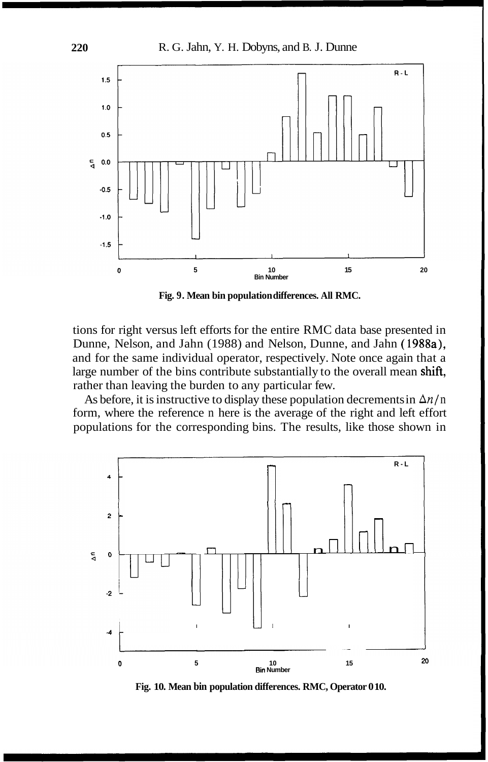Fig. 9. Mean bin population differences. All RMC.

tions for right versus left efforts for the entire RMC data base presented in Dunne, Nelson, and Jahn (1988) and Nelson, Dunne, and Jahn (1988a), and for the same individual operator, respectively. Note once again that a large number of the bins contribute substantially to the overall mean shift, rather than leaving the burden to any particular few.

As before, it is instructive to display these population decrements in $\Delta n/n$ form, where the reference n here is the average of the right and left effort populations for the corresponding bins. The results, like those shown in

Fig. 10. Mean bin population differences. RMC, Operator 010.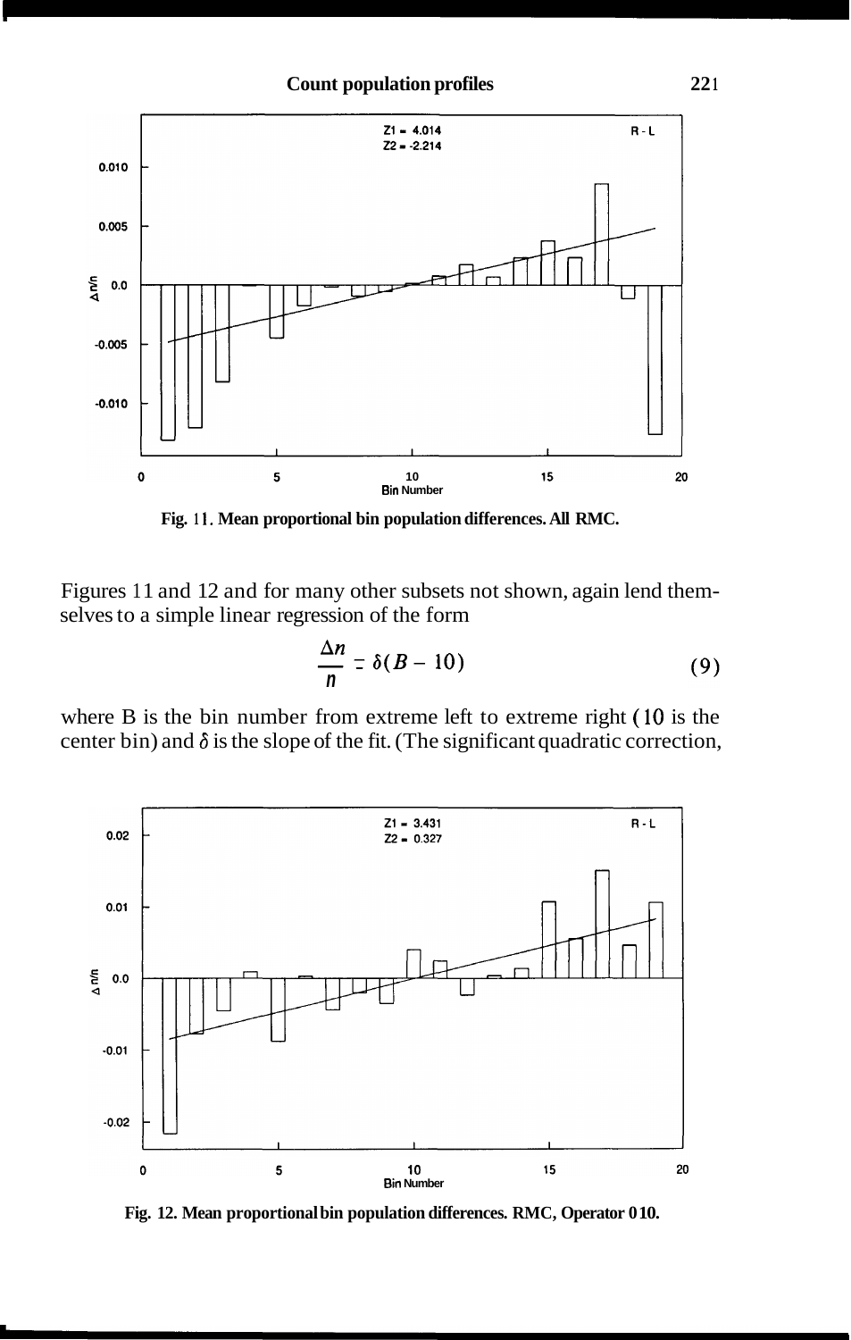Fig. 11. Mean proportional bin population differences. All RMC.

Figures 11 and 12 and for many other subsets not shown, again lend themselves to a simple linear regression of the form

$$\frac{\Delta n}{n} = \delta(B - 10) \tag{9}$$

where B is the bin number from extreme left to extreme right (10 is the center bin) and $\delta$ is the slope of the fit. (The significant quadratic correction,

Fig. 12. Mean proportional bin population differences. RMC, Operator 010.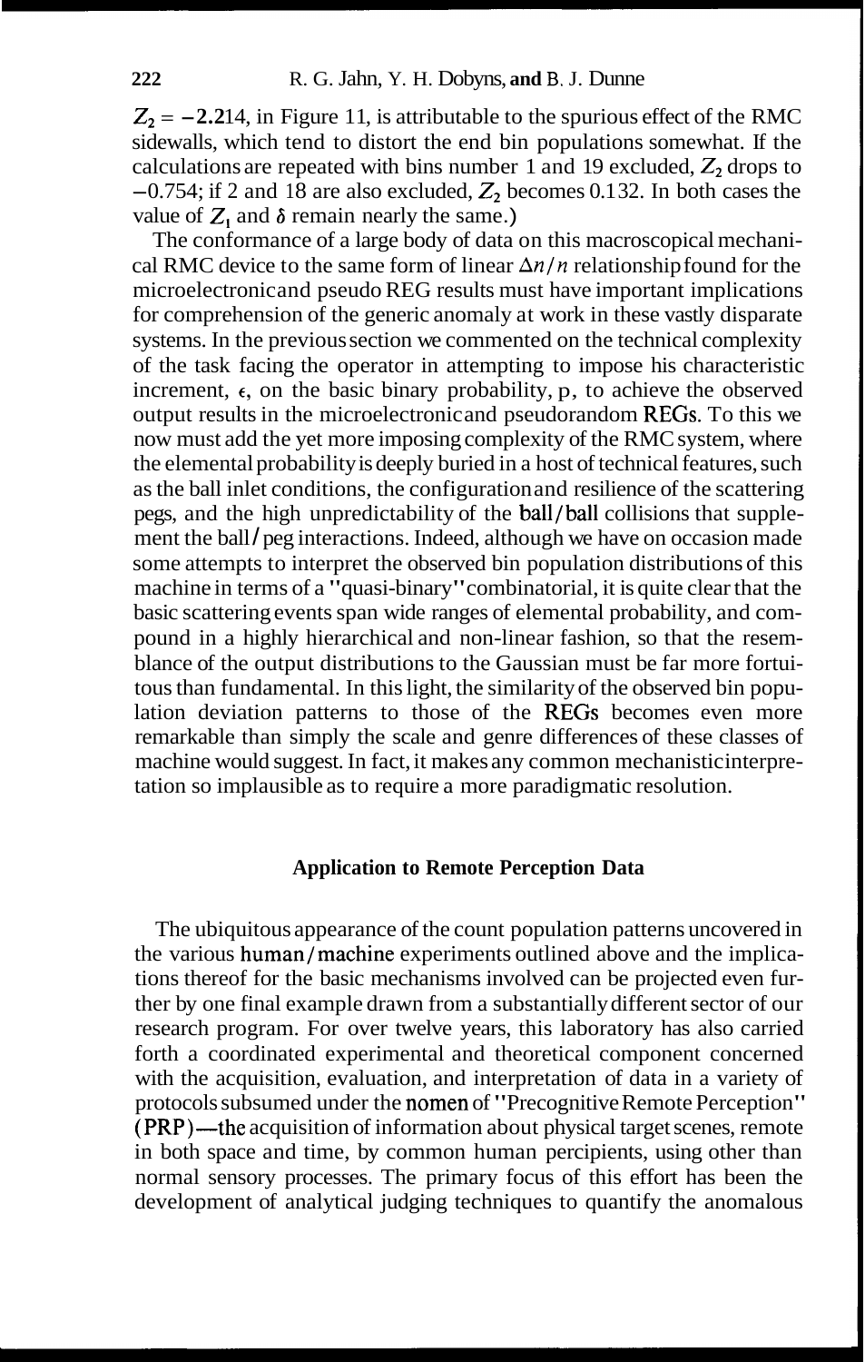$Z_2 = -2.214$, in Figure 11, is attributable to the spurious effect of the RMC sidewalls, which tend to distort the end bin populations somewhat. If the calculations are repeated with bins number 1 and 19 excluded, $Z_2$ drops to $-0.754$; if 2 and 18 are also excluded, $Z_2$ becomes 0.132. In both cases the value of $Z_1$ and $\delta$ remain nearly the same.)

The conformance of a large body of data on this macroscopical mechanical RMC device to the same form of linear $\Delta n/n$ relationship found for the microelectronic and pseudo REG results must have important implications for comprehension of the generic anomaly at work in these vastly disparate systems. In the previous section we commented on the technical complexity of the task facing the operator in attempting to impose his characteristic increment, $\epsilon$, on the basic binary probability, p, to achieve the observed output results in the microelectronic and pseudorandom REGs. To this we now must add the yet more imposing complexity of the RMC system, where the elemental probability is deeply buried in a host of technical features, such as the ball inlet conditions, the configuration and resilience of the scattering pegs, and the high unpredictability of the ball/ball collisions that supplement the ball/peg interactions. Indeed, although we have on occasion made some attempts to interpret the observed bin population distributions of this machine in terms of a "quasi-binary" combinatorial, it is quite clear that the basic scattering events span wide ranges of elemental probability, and compound in a highly hierarchical and non-linear fashion, so that the resemblance of the output distributions to the Gaussian must be far more fortuitous than fundamental. In this light, the similarity of the observed bin population deviation patterns to those of the REGs becomes even more remarkable than simply the scale and genre differences of these classes of machine would suggest. In fact, it makes any common mechanistic interpretation so implausible as to require a more paradigmatic resolution.

### Application to Remote Perception Data

The ubiquitous appearance of the count population patterns uncovered in the various human/machine experiments outlined above and the implications thereof for the basic mechanisms involved can be projected even further by one final example drawn from a substantially different sector of our research program. For over twelve years, this laboratory has also carried forth a coordinated experimental and theoretical component concerned with the acquisition, evaluation, and interpretation of data in a variety of protocols subsumed under the nomen of "Precognitive Remote Perception" (PRP)—the acquisition of information about physical target scenes, remote in both space and time, by common human percipients, using other than normal sensory processes. The primary focus of this effort has been the development of analytical judging techniques to quantify the anomalous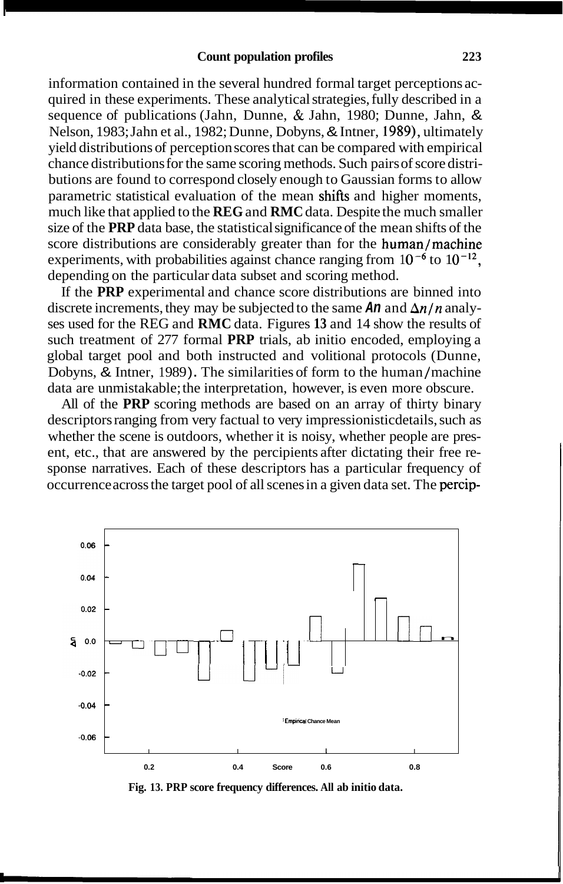information contained in the several hundred formal target perceptions acquired in these experiments. These analytical strategies, fully described in a sequence of publications (Jahn, Dunne, & Jahn, 1980; Dunne, Jahn, & Nelson, 1983; Jahn et al., 1982; Dunne, Dobyns, & Intner, 1989), ultimately yield distributions of perception scores that can be compared with empirical chance distributions for the same scoring methods. Such pairs of score distributions are found to correspond closely enough to Gaussian forms to allow parametric statistical evaluation of the mean shifts and higher moments, much like that applied to the **REG** and **RMC** data. Despite the much smaller size of the **PRP** data base, the statistical significance of the mean shifts of the score distributions are considerably greater than for the human/machine experiments, with probabilities against chance ranging from $10^{-6}$ to $10^{-12}$, depending on the particular data subset and scoring method.

If the **PRP** experimental and chance score distributions are binned into discrete increments, they may be subjected to the same $\Delta n$ and $\Delta n/n$ analyses used for the REG and **RMC** data. Figures **13** and 14 show the results of such treatment of 277 formal **PRP** trials, ab initio encoded, employing a global target pool and both instructed and volitional protocols (Dunne, Dobyns, & Intner, 1989). The similarities of form to the human/machine data are unmistakable; the interpretation, however, is even more obscure.

All of the **PRP** scoring methods are based on an array of thirty binary descriptors ranging from very factual to very impressionistic details, such as whether the scene is outdoors, whether it is noisy, whether people are present, etc., that are answered by the percipients after dictating their free response narratives. Each of these descriptors has a particular frequency of occurrence across the target pool of all scenes in a given data set. The percip-

**Fig. 13. PRP score frequency differences. All ab initio data.**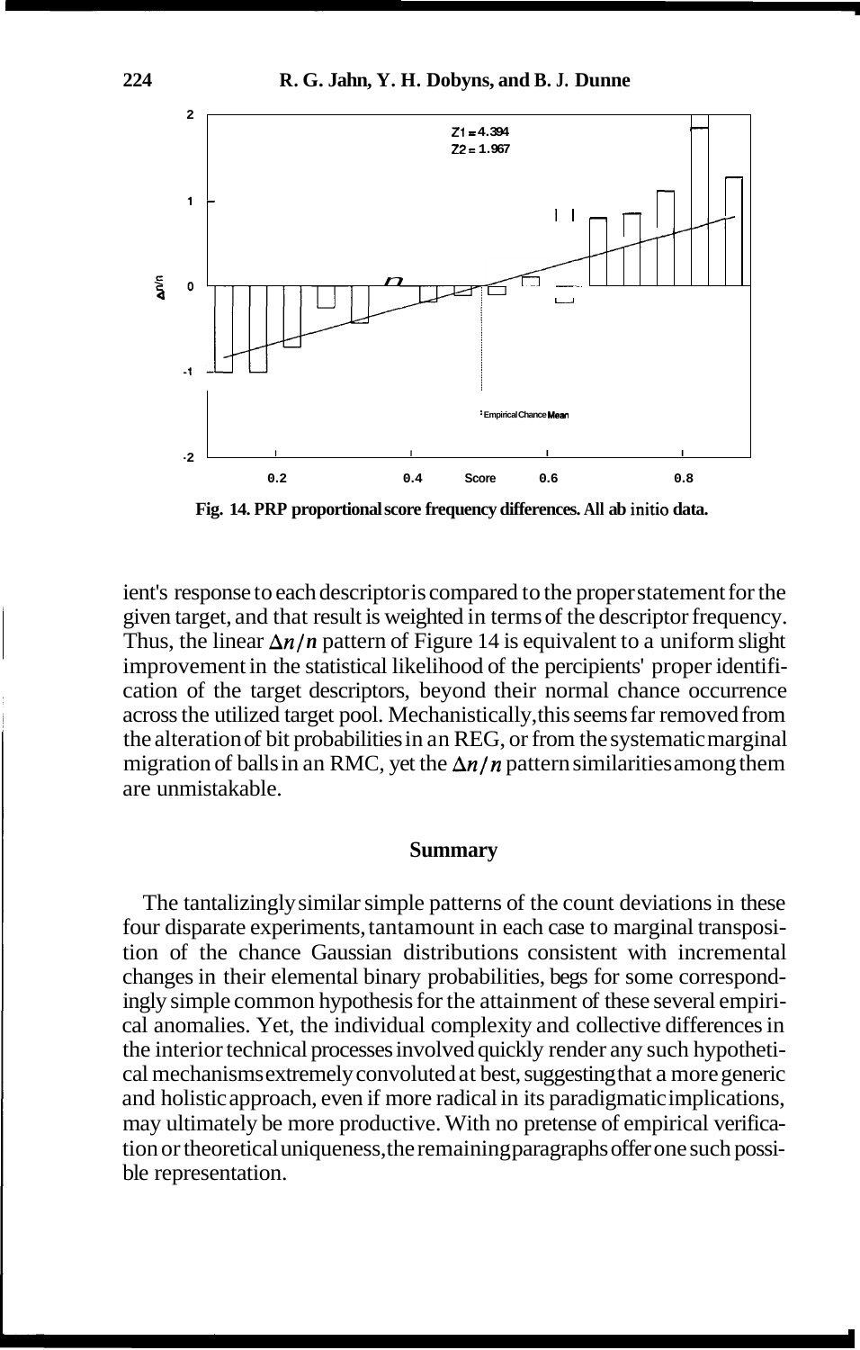Fig. 14. PRP proportional score frequency differences. All ab initio data.

ient's response to each descriptor is compared to the proper statement for the given target, and that result is weighted in terms of the descriptor frequency. Thus, the linear $\Delta n/n$ pattern of Figure 14 is equivalent to a uniform slight improvement in the statistical likelihood of the percipients' proper identification of the target descriptors, beyond their normal chance occurrence across the utilized target pool. Mechanistically, this seems far removed from the alteration of bit probabilities in an REG, or from the systematic marginal migration of balls in an RMC, yet the $\Delta n/n$ pattern similarities among them are unmistakable.

## Summary

The tantalizingly similar simple patterns of the count deviations in these four disparate experiments, tantamount in each case to marginal transposition of the chance Gaussian distributions consistent with incremental changes in their elemental binary probabilities, begs for some correspondingly simple common hypothesis for the attainment of these several empirical anomalies. Yet, the individual complexity and collective differences in the interior technical processes involved quickly render any such hypothetical mechanisms extremely convoluted at best, suggesting that a more generic and holistic approach, even if more radical in its paradigmatic implications, may ultimately be more productive. With no pretense of empirical verification or theoretical uniqueness, the remaining paragraphs offer one such possible representation.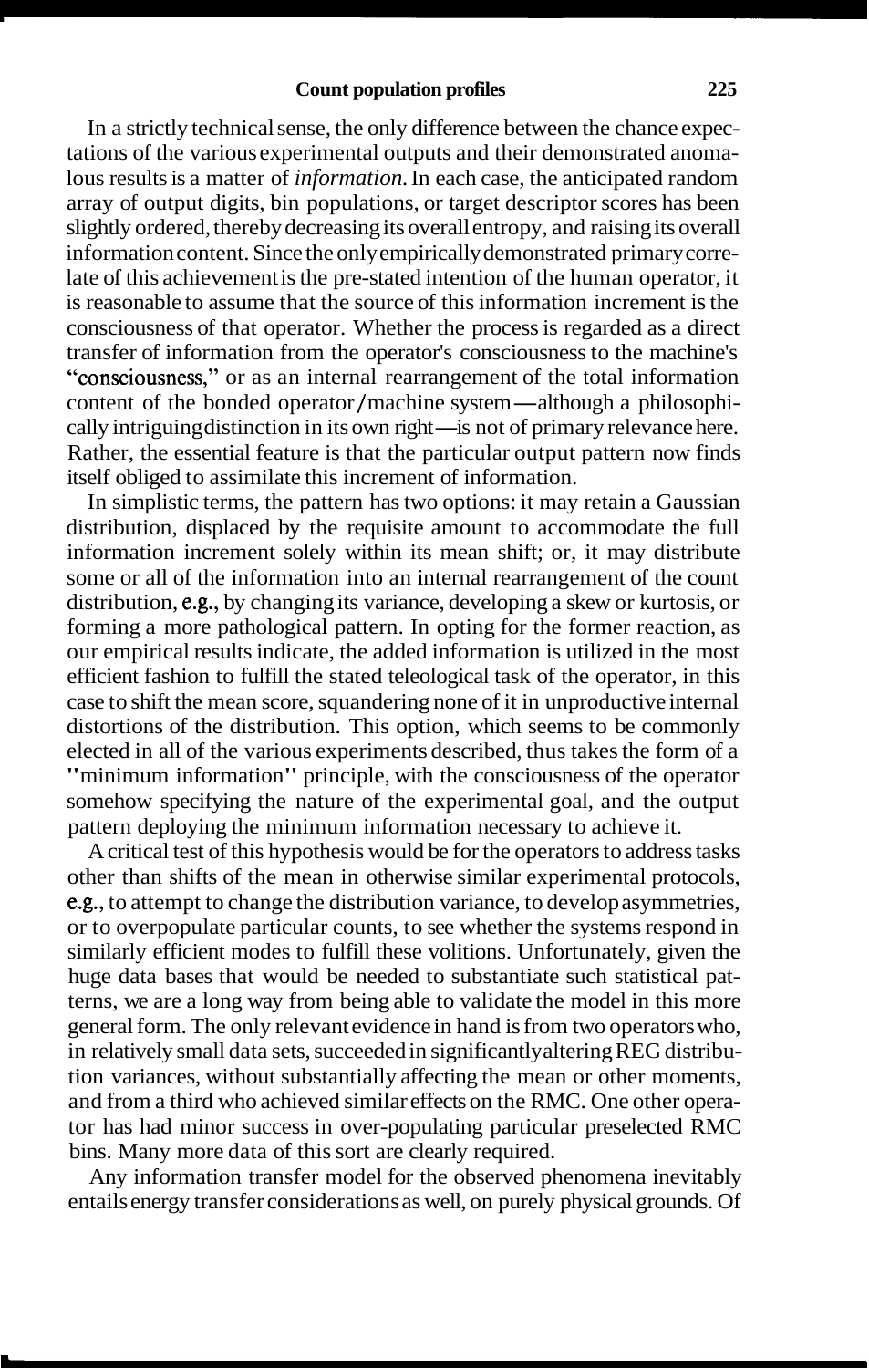In a strictly technical sense, the only difference between the chance expectations of the various experimental outputs and their demonstrated anomalous results is a matter of *information.* In each case, the anticipated random array of output digits, bin populations, or target descriptor scores has been slightly ordered, thereby decreasing its overall entropy, and raising its overall information content. Since the only empirically demonstrated primary correlate of this achievement is the pre-stated intention of the human operator, it is reasonable to assume that the source of this information increment is the consciousness of that operator. Whether the process is regarded as a direct transfer of information from the operator's consciousness to the machine's "consciousness," or as an internal rearrangement of the total information content of the bonded operator/machine system—although a philosophically intriguing distinction in its own right—is not of primary relevance here. Rather, the essential feature is that the particular output pattern now finds itself obliged to assimilate this increment of information.

In simplistic terms, the pattern has two options: it may retain a Gaussian distribution, displaced by the requisite amount to accommodate the full information increment solely within its mean shift; or, it may distribute some or all of the information into an internal rearrangement of the count distribution, e.g., by changing its variance, developing a skew or kurtosis, or forming a more pathological pattern. In opting for the former reaction, as our empirical results indicate, the added information is utilized in the most efficient fashion to fulfill the stated teleological task of the operator, in this case to shift the mean score, squandering none of it in unproductive internal distortions of the distribution. This option, which seems to be commonly elected in all of the various experiments described, thus takes the form of a "minimum information" principle, with the consciousness of the operator somehow specifying the nature of the experimental goal, and the output pattern deploying the minimum information necessary to achieve it.

A critical test of this hypothesis would be for the operators to address tasks other than shifts of the mean in otherwise similar experimental protocols, e.g., to attempt to change the distribution variance, to develop asymmetries, or to overpopulate particular counts, to see whether the systems respond in similarly efficient modes to fulfill these volitions. Unfortunately, given the huge data bases that would be needed to substantiate such statistical patterns, we are a long way from being able to validate the model in this more general form. The only relevant evidence in hand is from two operators who, in relatively small data sets, succeeded in significantly altering REG distribution variances, without substantially affecting the mean or other moments, and from a third who achieved similar effects on the RMC. One other operator has had minor success in over-populating particular preselected RMC bins. Many more data of this sort are clearly required.

Any information transfer model for the observed phenomena inevitably entails energy transfer considerations as well, on purely physical grounds. Of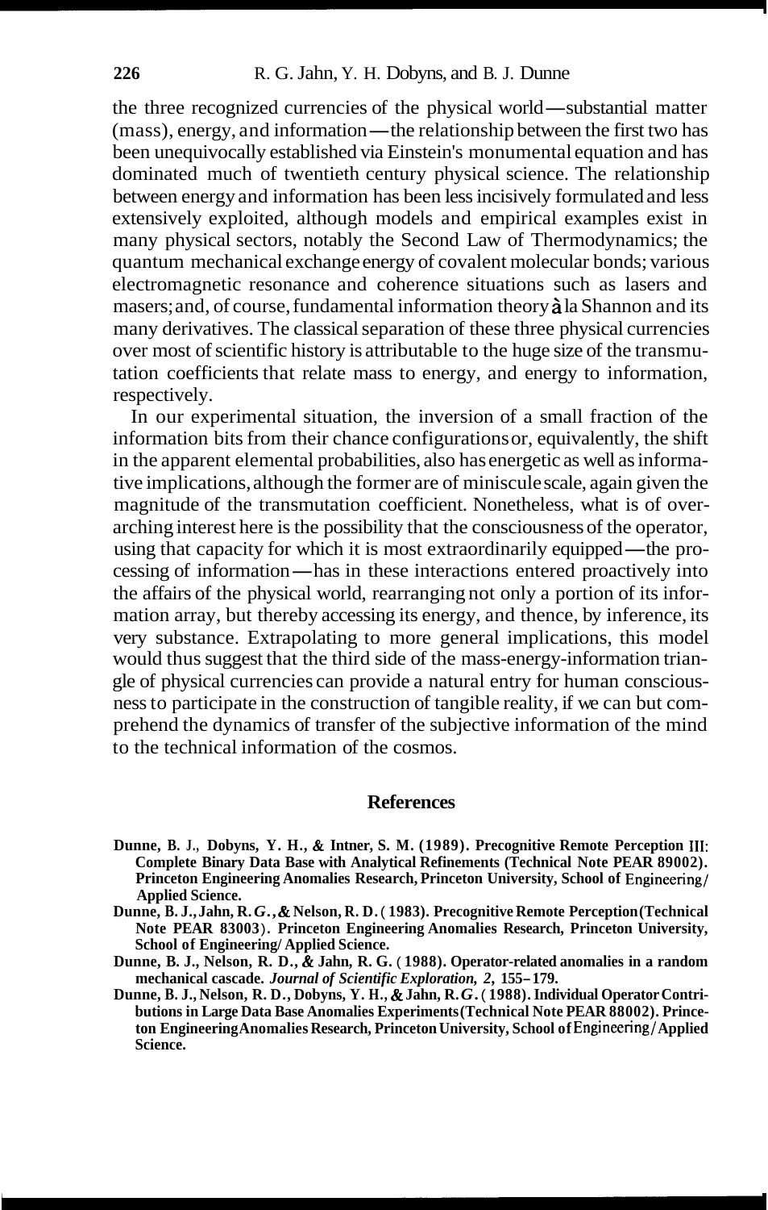the three recognized currencies of the physical world—substantial matter (mass), energy, and information—the relationship between the first two has been unequivocally established via Einstein's monumental equation and has dominated much of twentieth century physical science. The relationship between energy and information has been less incisively formulated and less extensively exploited, although models and empirical examples exist in many physical sectors, notably the Second Law of Thermodynamics; the quantum mechanical exchange energy of covalent molecular bonds; various electromagnetic resonance and coherence situations such as lasers and masers; and, of course, fundamental information theory à la Shannon and its many derivatives. The classical separation of these three physical currencies over most of scientific history is attributable to the huge size of the transmutation coefficients that relate mass to energy, and energy to information, respectively.

In our experimental situation, the inversion of a small fraction of the information bits from their chance configurations or, equivalently, the shift in the apparent elemental probabilities, also has energetic as well as informative implications, although the former are of miniscule scale, again given the magnitude of the transmutation coefficient. Nonetheless, what is of overarching interest here is the possibility that the consciousness of the operator, using that capacity for which it is most extraordinarily equipped—the processing of information—has in these interactions entered proactively into the affairs of the physical world, rearranging not only a portion of its information array, but thereby accessing its energy, and thence, by inference, its very substance. Extrapolating to more general implications, this model would thus suggest that the third side of the mass-energy-information triangle of physical currencies can provide a natural entry for human consciousness to participate in the construction of tangible reality, if we can but comprehend the dynamics of transfer of the subjective information of the mind to the technical information of the cosmos.

## References

**Dunne, B. J., Dobyns, Y. H., & Intner, S. M. (1989). Precognitive Remote Perception III: Complete Binary Data Base with Analytical Refinements (Technical Note PEAR 89002). Princeton Engineering Anomalies Research, Princeton University, School of Engineering/ Applied Science.**

**Dunne, B. J., Jahn, R. G., & Nelson, R. D. (1983). Precognitive Remote Perception (Technical Note PEAR 83003). Princeton Engineering Anomalies Research, Princeton University, School of Engineering/ Applied Science.**

**Dunne, B. J., Nelson, R. D., & Jahn, R. G. (1988). Operator-related anomalies in a random mechanical cascade. *Journal of Scientific Exploration, 2,* 155–179.**

**Dunne, B. J., Nelson, R. D., Dobyns, Y. H., & Jahn, R. G. (1988). Individual Operator Contributions in Large Data Base Anomalies Experiments (Technical Note PEAR 88002). Princeton Engineering Anomalies Research, Princeton University, School of Engineering/ Applied Science.**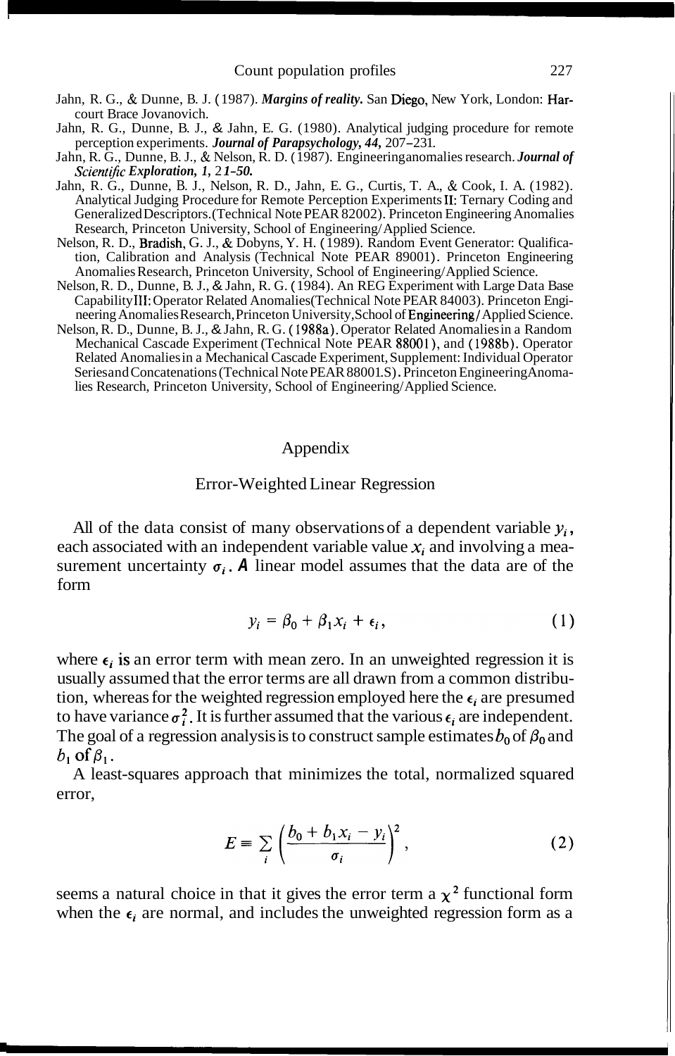Jahn, R. G., & Dunne, B. J. (1987). ***Margins of reality.*** San Diego, New York, London: Harcourt Brace Jovanovich.

Jahn, R. G., Dunne, B. J., & Jahn, E. G. (1980). Analytical judging procedure for remote perception experiments. ***Journal of Parapsychology, 44,*** 207–231.

Jahn, R. G., Dunne, B. J., & Nelson, R. D. (1987). Engineering anomalies research. ***Journal of Scientific Exploration, 1, 21–50.***

Jahn, R. G., Dunne, B. J., Nelson, R. D., Jahn, E. G., Curtis, T. A., & Cook, I. A. (1982). Analytical Judging Procedure for Remote Perception Experiments II: Ternary Coding and Generalized Descriptors. (Technical Note PEAR 82002). Princeton Engineering Anomalies Research, Princeton University, School of Engineering/Applied Science.

Nelson, R. D., Bradish, G. J., & Dobyns, Y. H. (1989). Random Event Generator: Qualification, Calibration and Analysis (Technical Note PEAR 89001). Princeton Engineering Anomalies Research, Princeton University, School of Engineering/Applied Science.

Nelson, R. D., Dunne, B. J., & Jahn, R. G. (1984). An REG Experiment with Large Data Base Capability III: Operator Related Anomalies (Technical Note PEAR 84003). Princeton Engineering Anomalies Research, Princeton University, School of Engineering/Applied Science.

Nelson, R. D., Dunne, B. J., & Jahn, R. G. (1988a). Operator Related Anomalies in a Random Mechanical Cascade Experiment (Technical Note PEAR 88001), and (1988b). Operator Related Anomalies in a Mechanical Cascade Experiment, Supplement: Individual Operator Series and Concatenations (Technical Note PEAR 88001.S). Princeton Engineering Anomalies Research, Princeton University, School of Engineering/Applied Science.

# Appendix

## Error-Weighted Linear Regression

All of the data consist of many observations of a dependent variable $y_i$, each associated with an independent variable value $x_i$ and involving a measurement uncertainty $\sigma_i$. A linear model assumes that the data are of the form

$$y_i = \beta_0 + \beta_1 x_i + \epsilon_i, \tag{1}$$

where $\epsilon_i$ is an error term with mean zero. In an unweighted regression it is usually assumed that the error terms are all drawn from a common distribution, whereas for the weighted regression employed here the $\epsilon_i$ are presumed to have variance $\sigma_i^2$. It is further assumed that the various $\epsilon_i$ are independent. The goal of a regression analysis is to construct sample estimates $b_0$ of $\beta_0$ and $b_1$ of $\beta_1$.

A least-squares approach that minimizes the total, normalized squared error,

$$E \equiv \sum_i \left( \frac{b_0 + b_1 x_i - y_i}{\sigma_i} \right)^2, \tag{2}$$

seems a natural choice in that it gives the error term a $\chi^2$ functional form when the $\epsilon_i$ are normal, and includes the unweighted regression form as a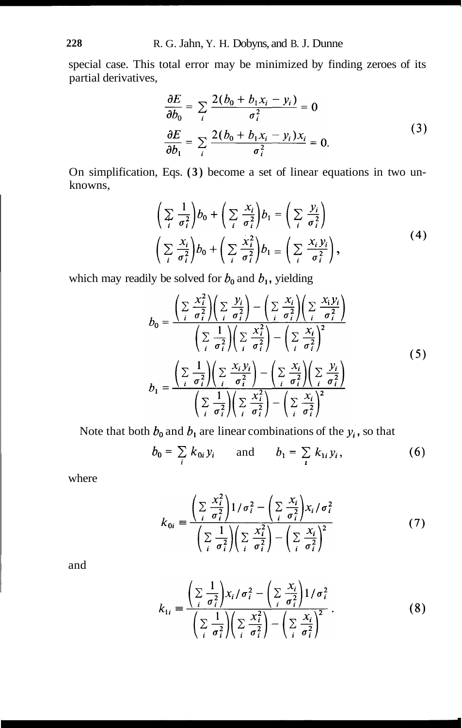special case. This total error may be minimized by finding zeroes of its partial derivatives,

$$
\begin{aligned}
\frac{\partial E}{\partial b_0} &= \sum_i \frac{2(b_0 + b_1 x_i - y_i)}{\sigma_i^2} = 0 \\
\frac{\partial E}{\partial b_1} &= \sum_i \frac{2(b_0 + b_1 x_i - y_i)x_i}{\sigma_i^2} = 0.
\end{aligned}
\tag{3}
$$

On simplification, Eqs. (3) become a set of linear equations in two unknowns,

$$
\begin{aligned}
\left(\sum_i \frac{1}{\sigma_i^2}\right) b_0 + \left(\sum_i \frac{x_i}{\sigma_i^2}\right) b_1 &= \left(\sum_i \frac{y_i}{\sigma_i^2}\right) \\
\left(\sum_i \frac{x_i}{\sigma_i^2}\right) b_0 + \left(\sum_i \frac{x_i^2}{\sigma_i^2}\right) b_1 &= \left(\sum_i \frac{x_i y_i}{\sigma_i^2}\right),
\end{aligned}
\tag{4}
$$

which may readily be solved for $b_0$ and $b_1$, yielding

$$
\begin{aligned}
b_0 &= \frac{\left(\sum_i \frac{x_i^2}{\sigma_i^2}\right)\left(\sum_i \frac{y_i}{\sigma_i^2}\right) - \left(\sum_i \frac{x_i}{\sigma_i^2}\right)\left(\sum_i \frac{x_i y_i}{\sigma_i^2}\right)}{\left(\sum_i \frac{1}{\sigma_i^2}\right)\left(\sum_i \frac{x_i^2}{\sigma_i^2}\right) - \left(\sum_i \frac{x_i}{\sigma_i^2}\right)^2} \\
b_1 &= \frac{\left(\sum_i \frac{1}{\sigma_i^2}\right)\left(\sum_i \frac{x_i y_i}{\sigma_i^2}\right) - \left(\sum_i \frac{x_i}{\sigma_i^2}\right)\left(\sum_i \frac{y_i}{\sigma_i^2}\right)}{\left(\sum_i \frac{1}{\sigma_i^2}\right)\left(\sum_i \frac{x_i^2}{\sigma_i^2}\right) - \left(\sum_i \frac{x_i}{\sigma_i^2}\right)^2}
\end{aligned}
\tag{5}
$$

Note that both $b_0$ and $b_1$ are linear combinations of the $y_i$, so that

$$
b_0 = \sum_i k_{0i} y_i \qquad \text{and} \qquad b_1 = \sum_i k_{1i} y_i, \tag{6}
$$

where

$$
k_{0i} \equiv \frac{\left(\sum_i \frac{x_i^2}{\sigma_i^2}\right) 1/\sigma_i^2 - \left(\sum_i \frac{x_i}{\sigma_i^2}\right) x_i/\sigma_i^2}{\left(\sum_i \frac{1}{\sigma_i^2}\right)\left(\sum_i \frac{x_i^2}{\sigma_i^2}\right) - \left(\sum_i \frac{x_i}{\sigma_i^2}\right)^2} \tag{7}
$$

and

$$
k_{1i} \equiv \frac{\left(\sum_i \frac{1}{\sigma_i^2}\right) x_i/\sigma_i^2 - \left(\sum_i \frac{x_i}{\sigma_i^2}\right) 1/\sigma_i^2}{\left(\sum_i \frac{1}{\sigma_i^2}\right)\left(\sum_i \frac{x_i^2}{\sigma_i^2}\right) - \left(\sum_i \frac{x_i}{\sigma_i^2}\right)^2}. \tag{8}
$$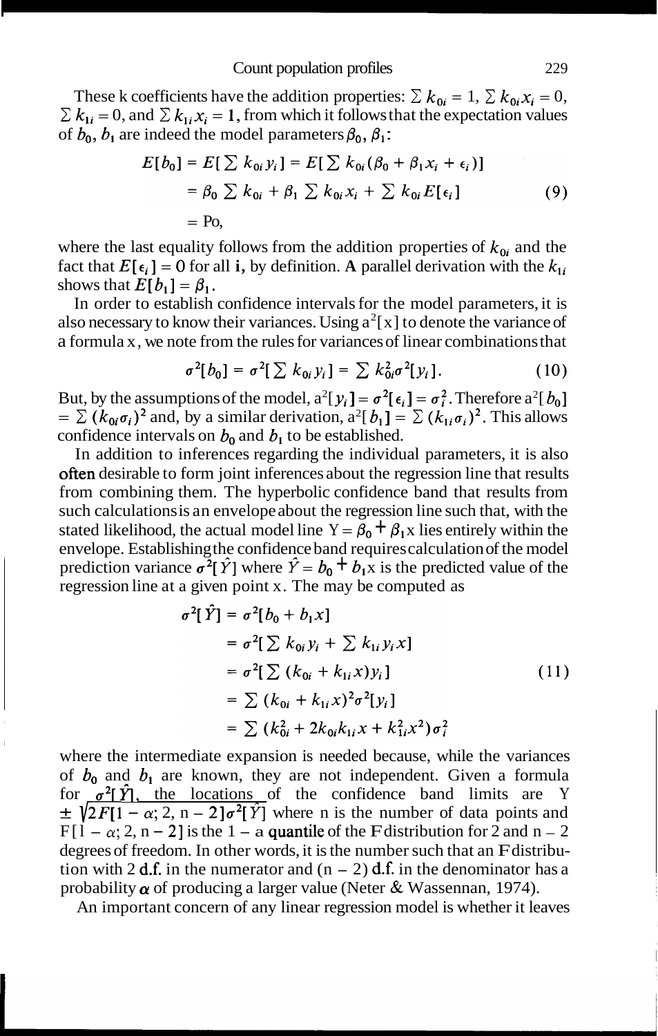These k coefficients have the addition properties: $\sum k_{0i} = 1$, $\sum k_{0i} x_i = 0$, $\sum k_{1i} = 0$, and $\sum k_{1i} x_i = 1$, from which it follows that the expectation values of $b_0$, $b_1$ are indeed the model parameters $\beta_0$, $\beta_1$:

$$
\begin{aligned}
E[b_0] &= E[\sum k_{0i} y_i] = E[\sum k_{0i}(\beta_0 + \beta_1 x_i + \epsilon_i)] \\
&= \beta_0 \sum k_{0i} + \beta_1 \sum k_{0i} x_i + \sum k_{0i} E[\epsilon_i] \\
&= \beta_0,
\end{aligned}
\tag{9}
$$

where the last equality follows from the addition properties of $k_{0i}$ and the fact that $E[\epsilon_i] = 0$ for all $i$, by definition. A parallel derivation with the $k_{1i}$ shows that $E[b_1] = \beta_1$.

In order to establish confidence intervals for the model parameters, it is also necessary to know their variances. Using $\sigma^2[x]$ to denote the variance of a formula x, we note from the rules for variances of linear combinations that

$$
\sigma^2[b_0] = \sigma^2[\sum k_{0i} y_i] = \sum k_{0i}^2 \sigma^2[y_i]. \tag{10}
$$

But, by the assumptions of the model, $\sigma^2[y_i] = \sigma^2[\epsilon_i] = \sigma_i^2$. Therefore $\sigma^2[b_0] = \sum (k_{0i}\sigma_i)^2$ and, by a similar derivation, $\sigma^2[b_1] = \sum (k_{1i}\sigma_i)^2$. This allows confidence intervals on $b_0$ and $b_1$ to be established.

In addition to inferences regarding the individual parameters, it is also often desirable to form joint inferences about the regression line that results from combining them. The hyperbolic confidence band that results from such calculations is an envelope about the regression line such that, with the stated likelihood, the actual model line $Y = \beta_0 + \beta_1 x$ lies entirely within the envelope. Establishing the confidence band requires calculation of the model prediction variance $\sigma^2[\hat{Y}]$ where $\hat{Y} = b_0 + b_1 x$ is the predicted value of the regression line at a given point x. The may be computed as

$$
\begin{aligned}
\sigma^2[\hat{Y}] &= \sigma^2[b_0 + b_1 x] \\
&= \sigma^2[\sum k_{0i} y_i + \sum k_{1i} y_i x] \\
&= \sigma^2[\sum (k_{0i} + k_{1i} x) y_i] \\
&= \sum (k_{0i} + k_{1i} x)^2 \sigma^2[y_i] \\
&= \sum (k_{0i}^2 + 2k_{0i}k_{1i} x + k_{1i}^2 x^2)\sigma_i^2
\end{aligned}
\tag{11}
$$

where the intermediate expansion is needed because, while the variances of $b_0$ and $b_1$ are known, they are not independent. Given a formula for $\sigma^2[\hat{Y}]$, the locations of the confidence band limits are $Y \pm \sqrt{2F[1 - \alpha; 2, n - 2]\sigma^2[\hat{Y}]}$ where n is the number of data points and $F[1 - \alpha; 2, n - 2]$ is the $1 - \alpha$ quantile of the F distribution for 2 and $n - 2$ degrees of freedom. In other words, it is the number such that an F distribution with 2 d.f. in the numerator and $(n - 2)$ d.f. in the denominator has a probability $\alpha$ of producing a larger value (Neter & Wassenman, 1974).

An important concern of any linear regression model is whether it leaves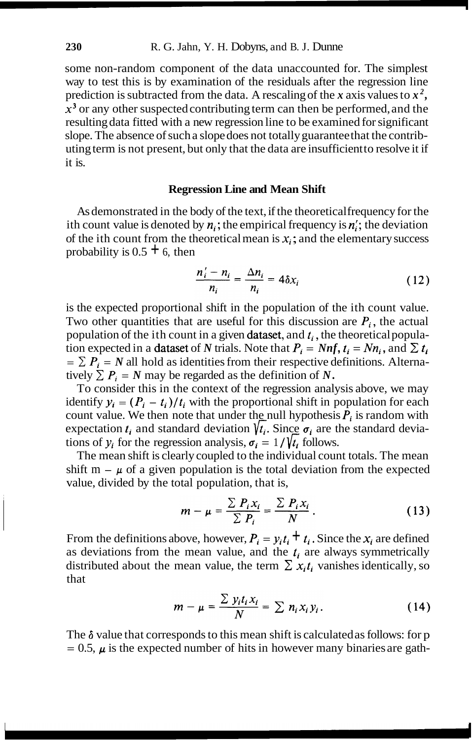some non-random component of the data unaccounted for. The simplest way to test this is by examination of the residuals after the regression line prediction is subtracted from the data. A rescaling of the $x$ axis values to $x^2$, $x^3$ or any other suspected contributing term can then be performed, and the resulting data fitted with a new regression line to be examined for significant slope. The absence of such a slope does not totally guarantee that the contributing term is not present, but only that the data are insufficient to resolve it if it is.

### Regression Line and Mean Shift

As demonstrated in the body of the text, if the theoretical frequency for the ith count value is denoted by $n_i$; the empirical frequency is $n_i'$; the deviation of the ith count from the theoretical mean is $x_i$; and the elementary success probability is $0.5 + \delta$, then

$$\frac{n_i' - n_i}{n_i} = \frac{\Delta n_i}{n_i} = 4\delta x_i \tag{12}$$

is the expected proportional shift in the population of the ith count value. Two other quantities that are useful for this discussion are $P_i$, the actual population of the ith count in a given dataset, and $t_i$, the theoretical population expected in a dataset of $N$ trials. Note that $P_i = Nnf$, $t_i = Nn_i$, and $\sum t_i = \sum P_i = N$ all hold as identities from their respective definitions. Alternatively $\sum P_i = N$ may be regarded as the definition of $N$.

To consider this in the context of the regression analysis above, we may identify $y_i = (P_i - t_i)/t_i$ with the proportional shift in population for each count value. We then note that under the null hypothesis $P_i$ is random with expectation $t_i$ and standard deviation $\sqrt{t_i}$. Since $\sigma_i$ are the standard deviations of $y_i$ for the regression analysis, $\sigma_i = 1/\sqrt{t_i}$ follows.

The mean shift is clearly coupled to the individual count totals. The mean shift $m - \mu$ of a given population is the total deviation from the expected value, divided by the total population, that is,

$$m - \mu = \frac{\sum P_i x_i}{\sum P_i} = \frac{\sum P_i x_i}{N}. \tag{13}$$

From the definitions above, however, $P_i = y_i t_i + t_i$. Since the $x_i$ are defined as deviations from the mean value, and the $t_i$ are always symmetrically distributed about the mean value, the term $\sum x_i t_i$ vanishes identically, so that

$$m - \mu = \frac{\sum y_i t_i x_i}{N} = \sum n_i x_i y_i. \tag{14}$$

The $\delta$ value that corresponds to this mean shift is calculated as follows: for $p = 0.5$, $\mu$ is the expected number of hits in however many binaries are gath-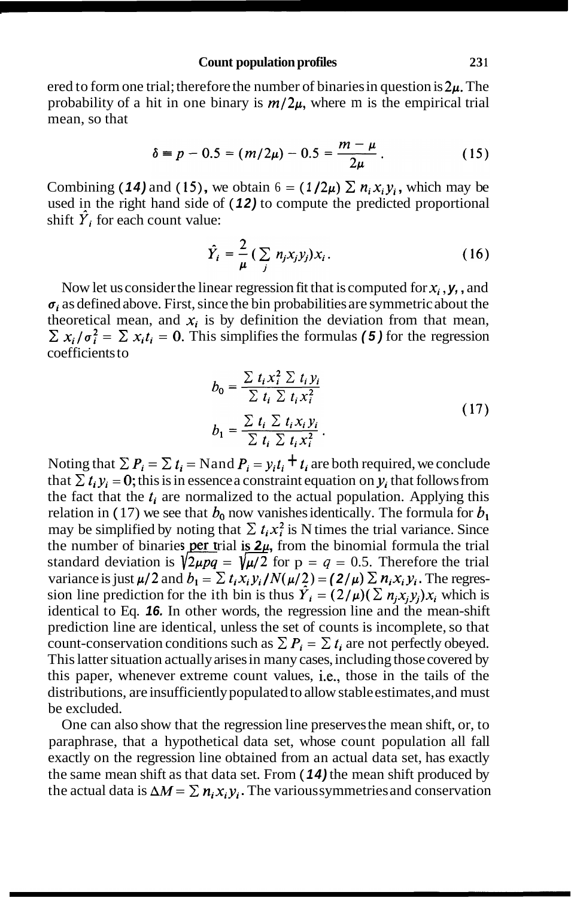ered to form one trial; therefore the number of binaries in question is $2\mu$. The probability of a hit in one binary is $m/2\mu$, where m is the empirical trial mean, so that

$$\delta \equiv p - 0.5 = (m/2\mu) - 0.5 = \frac{m - \mu}{2\mu}. \tag{15}$$

Combining (*14*) and (15), we obtain $\delta = (1/2\mu) \sum n_i x_i y_i$, which may be used in the right hand side of (*12*) to compute the predicted proportional shift $\hat{Y}_i$ for each count value:

$$\hat{Y}_i = \frac{2}{\mu} (\sum_j n_j x_j y_j) x_i. \tag{16}$$

Now let us consider the linear regression fit that is computed for $x_i$, $y_i$, and $\sigma_i$ as defined above. First, since the bin probabilities are symmetric about the theoretical mean, and $x_i$ is by definition the deviation from that mean, $\sum x_i/\sigma_i^2 = \sum x_i t_i = 0$. This simplifies the formulas (*5*) for the regression coefficients to

$$b_0 = \frac{\sum t_i x_i^2 \sum t_i y_i}{\sum t_i \sum t_i x_i^2}$$
$$b_1 = \frac{\sum t_i \sum t_i x_i y_i}{\sum t_i \sum t_i x_i^2}. \tag{17}$$

Noting that $\sum P_i = \sum t_i = N$ and $P_i = y_i t_i + t_i$ are both required, we conclude that $\sum t_i y_i = 0$; this is in essence a constraint equation on $y_i$ that follows from the fact that the $t_i$ are normalized to the actual population. Applying this relation in (17) we see that $b_0$ now vanishes identically. The formula for $b_1$ may be simplified by noting that $\sum t_i x_i^2$ is N times the trial variance. Since the number of binaries per trial is $2\mu$, from the binomial formula the trial standard deviation is $\sqrt{2\mu pq} = \sqrt{\mu/2}$ for $p = q = 0.5$. Therefore the trial variance is just $\mu/2$ and $b_1 = \sum t_i x_i y_i / N(\mu/2) = (2/\mu) \sum n_i x_i y_i$. The regression line prediction for the ith bin is thus $\hat{Y}_i = (2/\mu)(\sum n_j x_j y_j) x_i$ which is identical to Eq. *16.* In other words, the regression line and the mean-shift prediction line are identical, unless the set of counts is incomplete, so that count-conservation conditions such as $\sum P_i = \sum t_i$ are not perfectly obeyed. This latter situation actually arises in many cases, including those covered by this paper, whenever extreme count values, i.e., those in the tails of the distributions, are insufficiently populated to allow stable estimates, and must be excluded.

One can also show that the regression line preserves the mean shift, or, to paraphrase, that a hypothetical data set, whose count population all fall exactly on the regression line obtained from an actual data set, has exactly the same mean shift as that data set. From (*14*) the mean shift produced by the actual data is $\Delta M = \sum n_i x_i y_i$. The various symmetries and conservation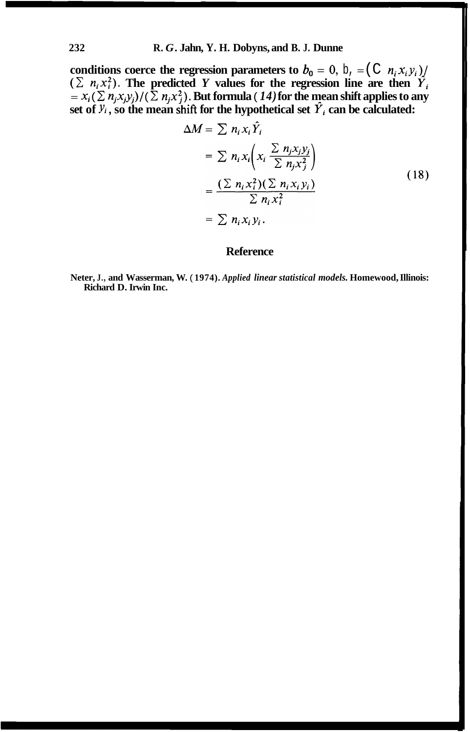conditions coerce the regression parameters to $b_0 = 0$, $b_1 = (\sum n_i x_i y_i)/(\sum n_i x_i^2)$. The predicted *Y* values for the regression line are then $\hat{Y}_i = x_i(\sum n_j x_j y_j)/(\sum n_j x_j^2)$. But formula (*14*) for the mean shift applies to any set of $y_i$, so the mean shift for the hypothetical set $\hat{Y}_i$ can be calculated:

$$
\begin{aligned}
\Delta M &= \sum n_i x_i \hat{Y}_i \\
&= \sum n_i x_i \left( x_i \frac{\sum n_j x_j y_j}{\sum n_j x_j^2} \right) \\
&= \frac{(\sum n_i x_i^2)(\sum n_i x_i y_i)}{\sum n_i x_i^2} \\
&= \sum n_i x_i y_i .
\end{aligned}
\tag{18}
$$

## Reference

Neter, J., and Wasserman, W. (1974). *Applied linear statistical models.* Homewood, Illinois: Richard D. Irwin Inc.